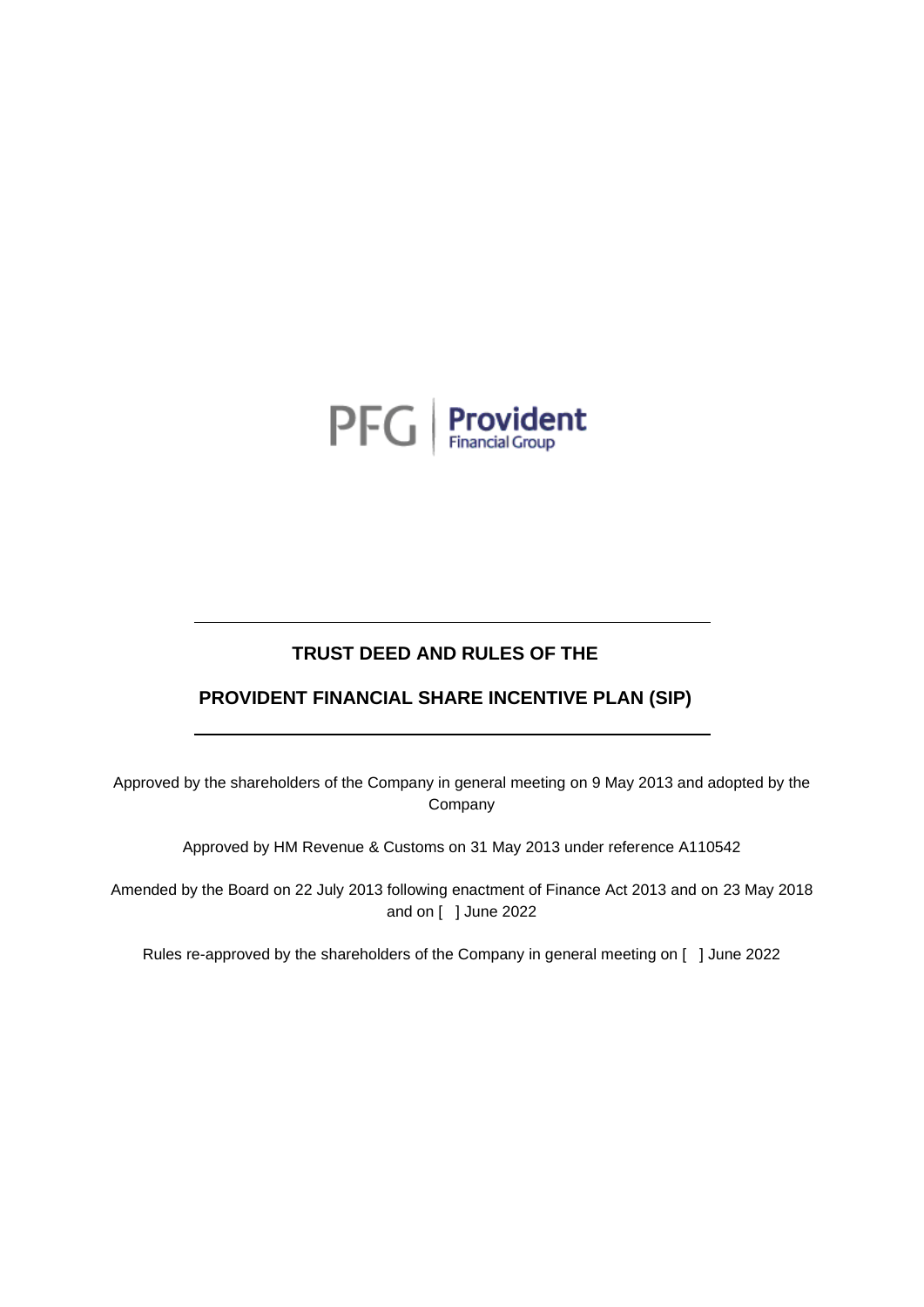PFG | Provident Financial Group

# TRUST DEED AND RULES OF THE

# PROVIDENT FINANCIAL SHARE INCENTIVE PLAN (SIP)

Approved by the shareholders of the Company in general meeting on 9 May 2013 and adopted by the Company

Approved by HM Revenue & Customs on 31 May 2013 under reference A110542

Amended by the Board on 22 July 2013 following enactment of Finance Act 2013 and on 23 May 2018 and on [ ] June 2022

Rules re-approved by the shareholders of the Company in general meeting on [ ] June 2022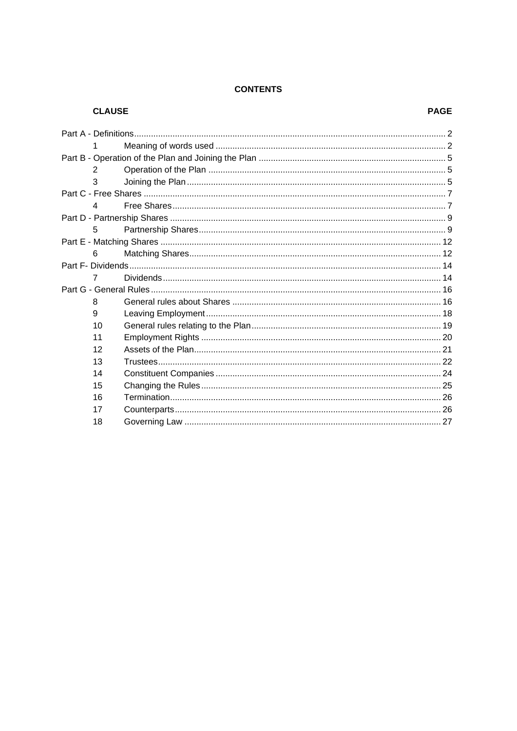**CONTENTS**

| CLAUSE | | PAGE |
|---|---|---|
| Part A - Definitions | | 2 |
| 1 | Meaning of words used | 2 |
| Part B - Operation of the Plan and Joining the Plan | | 5 |
| 2 | Operation of the Plan | 5 |
| 3 | Joining the Plan | 5 |
| Part C - Free Shares | | 7 |
| 4 | Free Shares | 7 |
| Part D - Partnership Shares | | 9 |
| 5 | Partnership Shares | 9 |
| Part E - Matching Shares | | 12 |
| 6 | Matching Shares | 12 |
| Part F- Dividends | | 14 |
| 7 | Dividends | 14 |
| Part G - General Rules | | 16 |
| 8 | General rules about Shares | 16 |
| 9 | Leaving Employment | 18 |
| 10 | General rules relating to the Plan | 19 |
| 11 | Employment Rights | 20 |
| 12 | Assets of the Plan | 21 |
| 13 | Trustees | 22 |
| 14 | Constituent Companies | 24 |
| 15 | Changing the Rules | 25 |
| 16 | Termination | 26 |
| 17 | Counterparts | 26 |
| 18 | Governing Law | 27 |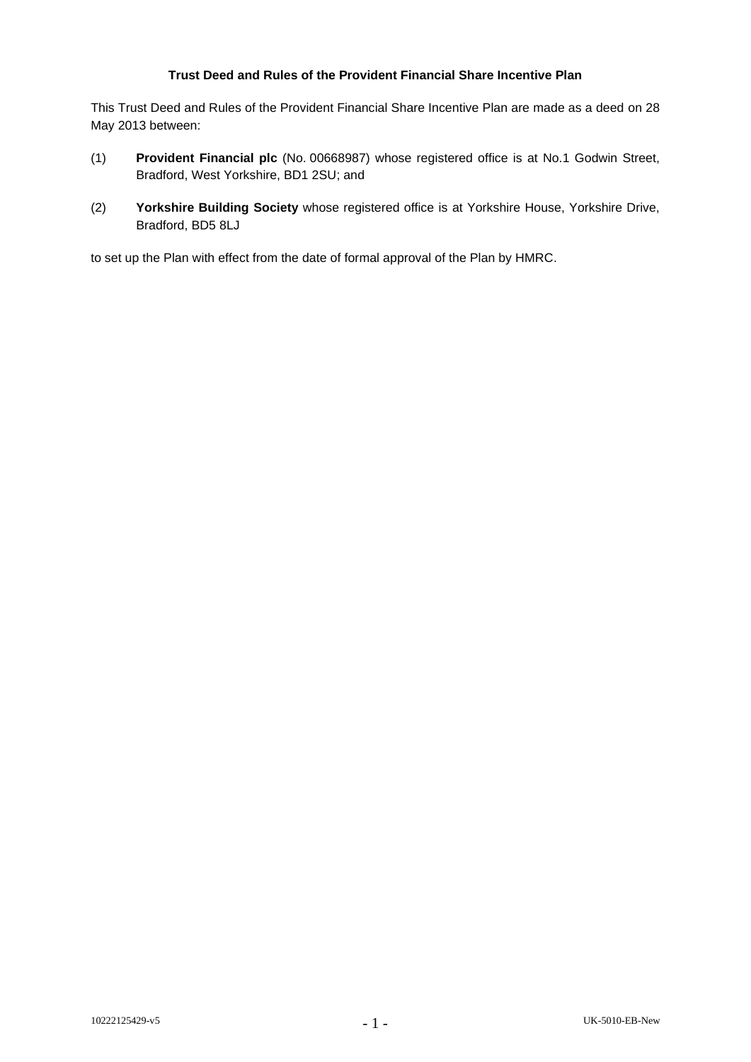**Trust Deed and Rules of the Provident Financial Share Incentive Plan**

This Trust Deed and Rules of the Provident Financial Share Incentive Plan are made as a deed on 28 May 2013 between:

(1) **Provident Financial plc** (No. 00668987) whose registered office is at No.1 Godwin Street, Bradford, West Yorkshire, BD1 2SU; and

(2) **Yorkshire Building Society** whose registered office is at Yorkshire House, Yorkshire Drive, Bradford, BD5 8LJ

to set up the Plan with effect from the date of formal approval of the Plan by HMRC.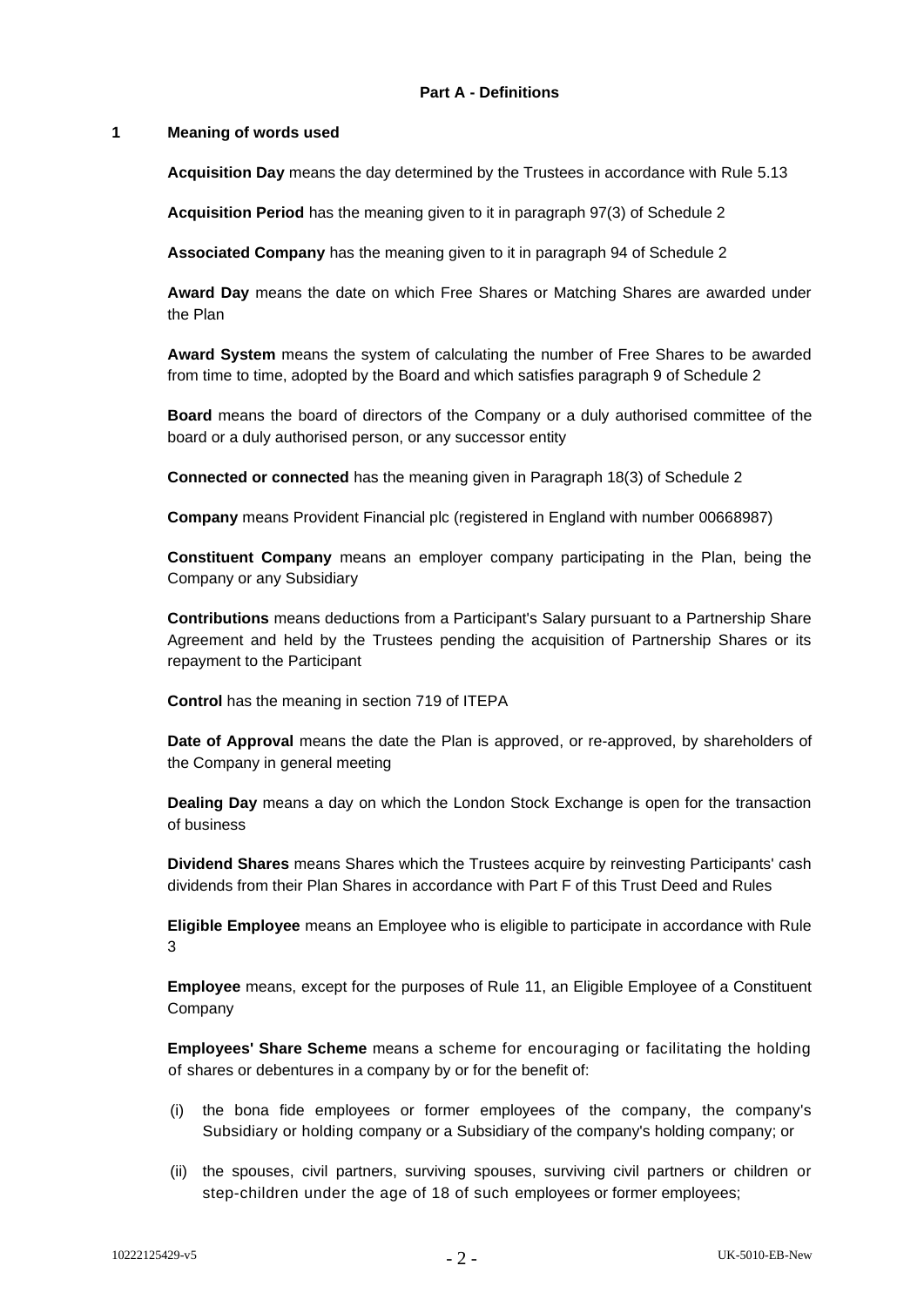## Part A - Definitions

### 1 Meaning of words used

**Acquisition Day** means the day determined by the Trustees in accordance with Rule 5.13

**Acquisition Period** has the meaning given to it in paragraph 97(3) of Schedule 2

**Associated Company** has the meaning given to it in paragraph 94 of Schedule 2

**Award Day** means the date on which Free Shares or Matching Shares are awarded under the Plan

**Award System** means the system of calculating the number of Free Shares to be awarded from time to time, adopted by the Board and which satisfies paragraph 9 of Schedule 2

**Board** means the board of directors of the Company or a duly authorised committee of the board or a duly authorised person, or any successor entity

**Connected or connected** has the meaning given in Paragraph 18(3) of Schedule 2

**Company** means Provident Financial plc (registered in England with number 00668987)

**Constituent Company** means an employer company participating in the Plan, being the Company or any Subsidiary

**Contributions** means deductions from a Participant's Salary pursuant to a Partnership Share Agreement and held by the Trustees pending the acquisition of Partnership Shares or its repayment to the Participant

**Control** has the meaning in section 719 of ITEPA

**Date of Approval** means the date the Plan is approved, or re-approved, by shareholders of the Company in general meeting

**Dealing Day** means a day on which the London Stock Exchange is open for the transaction of business

**Dividend Shares** means Shares which the Trustees acquire by reinvesting Participants' cash dividends from their Plan Shares in accordance with Part F of this Trust Deed and Rules

**Eligible Employee** means an Employee who is eligible to participate in accordance with Rule 3

**Employee** means, except for the purposes of Rule 11, an Eligible Employee of a Constituent Company

**Employees' Share Scheme** means a scheme for encouraging or facilitating the holding of shares or debentures in a company by or for the benefit of:

(i) the bona fide employees or former employees of the company, the company's Subsidiary or holding company or a Subsidiary of the company's holding company; or

(ii) the spouses, civil partners, surviving spouses, surviving civil partners or children or step-children under the age of 18 of such employees or former employees;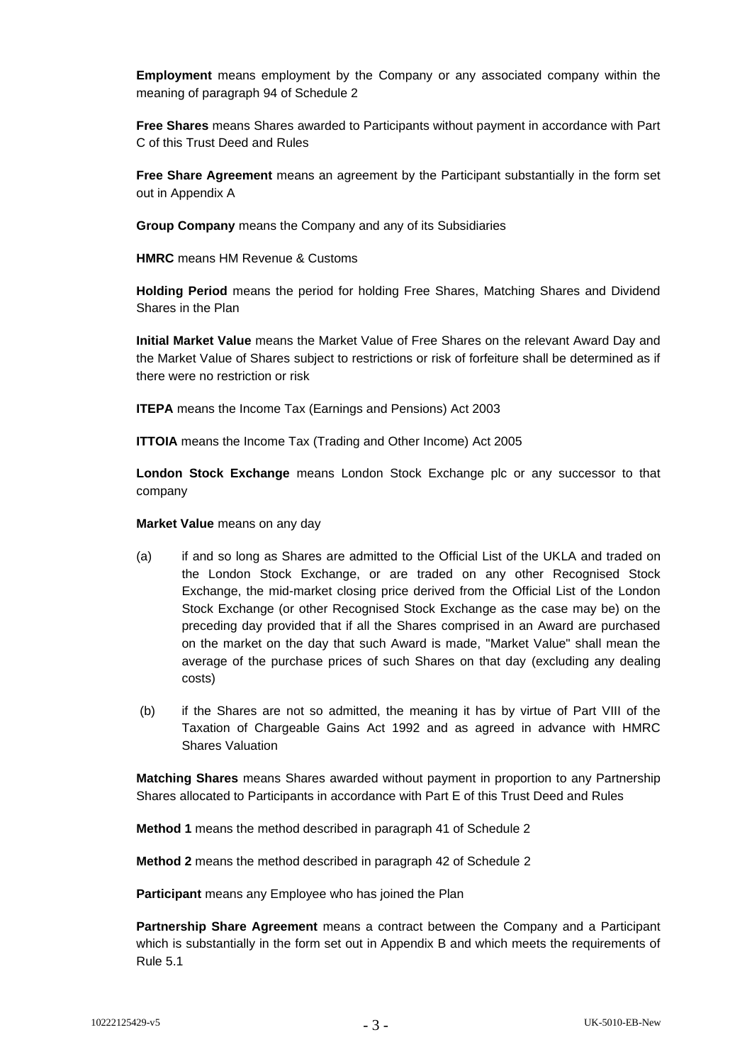**Employment** means employment by the Company or any associated company within the meaning of paragraph 94 of Schedule 2

**Free Shares** means Shares awarded to Participants without payment in accordance with Part C of this Trust Deed and Rules

**Free Share Agreement** means an agreement by the Participant substantially in the form set out in Appendix A

**Group Company** means the Company and any of its Subsidiaries

**HMRC** means HM Revenue & Customs

**Holding Period** means the period for holding Free Shares, Matching Shares and Dividend Shares in the Plan

**Initial Market Value** means the Market Value of Free Shares on the relevant Award Day and the Market Value of Shares subject to restrictions or risk of forfeiture shall be determined as if there were no restriction or risk

**ITEPA** means the Income Tax (Earnings and Pensions) Act 2003

**ITTOIA** means the Income Tax (Trading and Other Income) Act 2005

**London Stock Exchange** means London Stock Exchange plc or any successor to that company

**Market Value** means on any day

(a) if and so long as Shares are admitted to the Official List of the UKLA and traded on the London Stock Exchange, or are traded on any other Recognised Stock Exchange, the mid-market closing price derived from the Official List of the London Stock Exchange (or other Recognised Stock Exchange as the case may be) on the preceding day provided that if all the Shares comprised in an Award are purchased on the market on the day that such Award is made, "Market Value" shall mean the average of the purchase prices of such Shares on that day (excluding any dealing costs)

(b) if the Shares are not so admitted, the meaning it has by virtue of Part VIII of the Taxation of Chargeable Gains Act 1992 and as agreed in advance with HMRC Shares Valuation

**Matching Shares** means Shares awarded without payment in proportion to any Partnership Shares allocated to Participants in accordance with Part E of this Trust Deed and Rules

**Method 1** means the method described in paragraph 41 of Schedule 2

**Method 2** means the method described in paragraph 42 of Schedule 2

**Participant** means any Employee who has joined the Plan

**Partnership Share Agreement** means a contract between the Company and a Participant which is substantially in the form set out in Appendix B and which meets the requirements of Rule 5.1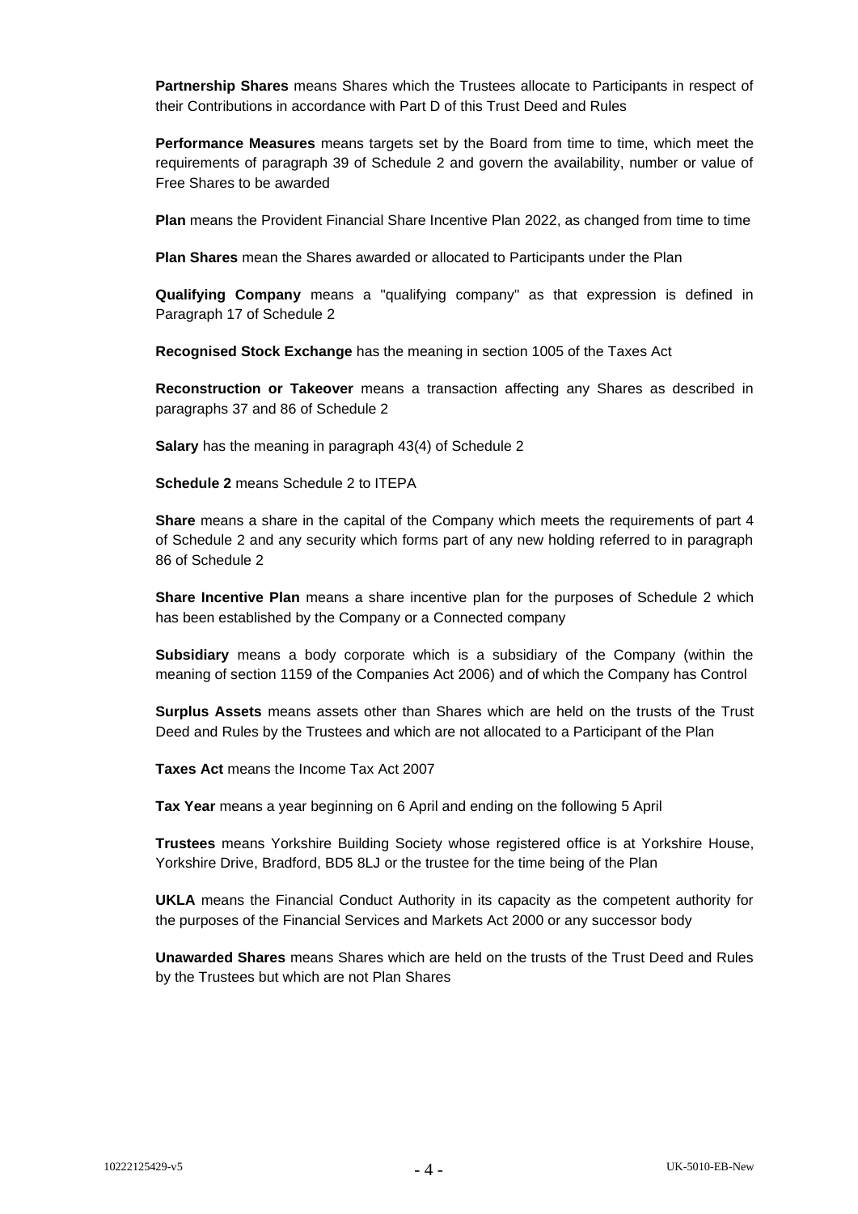**Partnership Shares** means Shares which the Trustees allocate to Participants in respect of their Contributions in accordance with Part D of this Trust Deed and Rules

**Performance Measures** means targets set by the Board from time to time, which meet the requirements of paragraph 39 of Schedule 2 and govern the availability, number or value of Free Shares to be awarded

**Plan** means the Provident Financial Share Incentive Plan 2022, as changed from time to time

**Plan Shares** mean the Shares awarded or allocated to Participants under the Plan

**Qualifying Company** means a "qualifying company" as that expression is defined in Paragraph 17 of Schedule 2

**Recognised Stock Exchange** has the meaning in section 1005 of the Taxes Act

**Reconstruction or Takeover** means a transaction affecting any Shares as described in paragraphs 37 and 86 of Schedule 2

**Salary** has the meaning in paragraph 43(4) of Schedule 2

**Schedule 2** means Schedule 2 to ITEPA

**Share** means a share in the capital of the Company which meets the requirements of part 4 of Schedule 2 and any security which forms part of any new holding referred to in paragraph 86 of Schedule 2

**Share Incentive Plan** means a share incentive plan for the purposes of Schedule 2 which has been established by the Company or a Connected company

**Subsidiary** means a body corporate which is a subsidiary of the Company (within the meaning of section 1159 of the Companies Act 2006) and of which the Company has Control

**Surplus Assets** means assets other than Shares which are held on the trusts of the Trust Deed and Rules by the Trustees and which are not allocated to a Participant of the Plan

**Taxes Act** means the Income Tax Act 2007

**Tax Year** means a year beginning on 6 April and ending on the following 5 April

**Trustees** means Yorkshire Building Society whose registered office is at Yorkshire House, Yorkshire Drive, Bradford, BD5 8LJ or the trustee for the time being of the Plan

**UKLA** means the Financial Conduct Authority in its capacity as the competent authority for the purposes of the Financial Services and Markets Act 2000 or any successor body

**Unawarded Shares** means Shares which are held on the trusts of the Trust Deed and Rules by the Trustees but which are not Plan Shares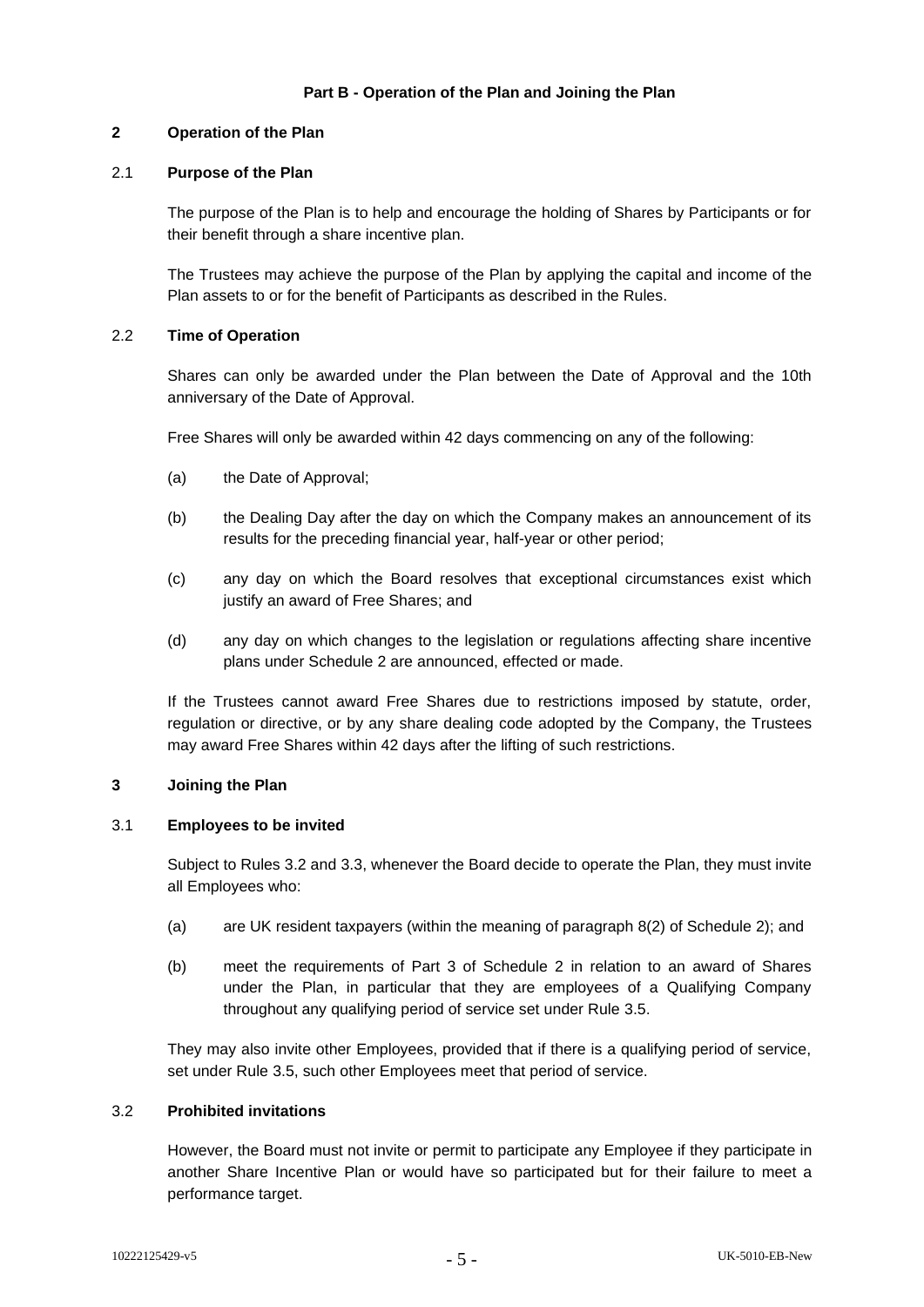## Part B - Operation of the Plan and Joining the Plan

### 2 Operation of the Plan

#### 2.1 Purpose of the Plan

The purpose of the Plan is to help and encourage the holding of Shares by Participants or for their benefit through a share incentive plan.

The Trustees may achieve the purpose of the Plan by applying the capital and income of the Plan assets to or for the benefit of Participants as described in the Rules.

#### 2.2 Time of Operation

Shares can only be awarded under the Plan between the Date of Approval and the 10th anniversary of the Date of Approval.

Free Shares will only be awarded within 42 days commencing on any of the following:

(a) the Date of Approval;

(b) the Dealing Day after the day on which the Company makes an announcement of its results for the preceding financial year, half-year or other period;

(c) any day on which the Board resolves that exceptional circumstances exist which justify an award of Free Shares; and

(d) any day on which changes to the legislation or regulations affecting share incentive plans under Schedule 2 are announced, effected or made.

If the Trustees cannot award Free Shares due to restrictions imposed by statute, order, regulation or directive, or by any share dealing code adopted by the Company, the Trustees may award Free Shares within 42 days after the lifting of such restrictions.

### 3 Joining the Plan

#### 3.1 Employees to be invited

Subject to Rules 3.2 and 3.3, whenever the Board decide to operate the Plan, they must invite all Employees who:

(a) are UK resident taxpayers (within the meaning of paragraph 8(2) of Schedule 2); and

(b) meet the requirements of Part 3 of Schedule 2 in relation to an award of Shares under the Plan, in particular that they are employees of a Qualifying Company throughout any qualifying period of service set under Rule 3.5.

They may also invite other Employees, provided that if there is a qualifying period of service, set under Rule 3.5, such other Employees meet that period of service.

#### 3.2 Prohibited invitations

However, the Board must not invite or permit to participate any Employee if they participate in another Share Incentive Plan or would have so participated but for their failure to meet a performance target.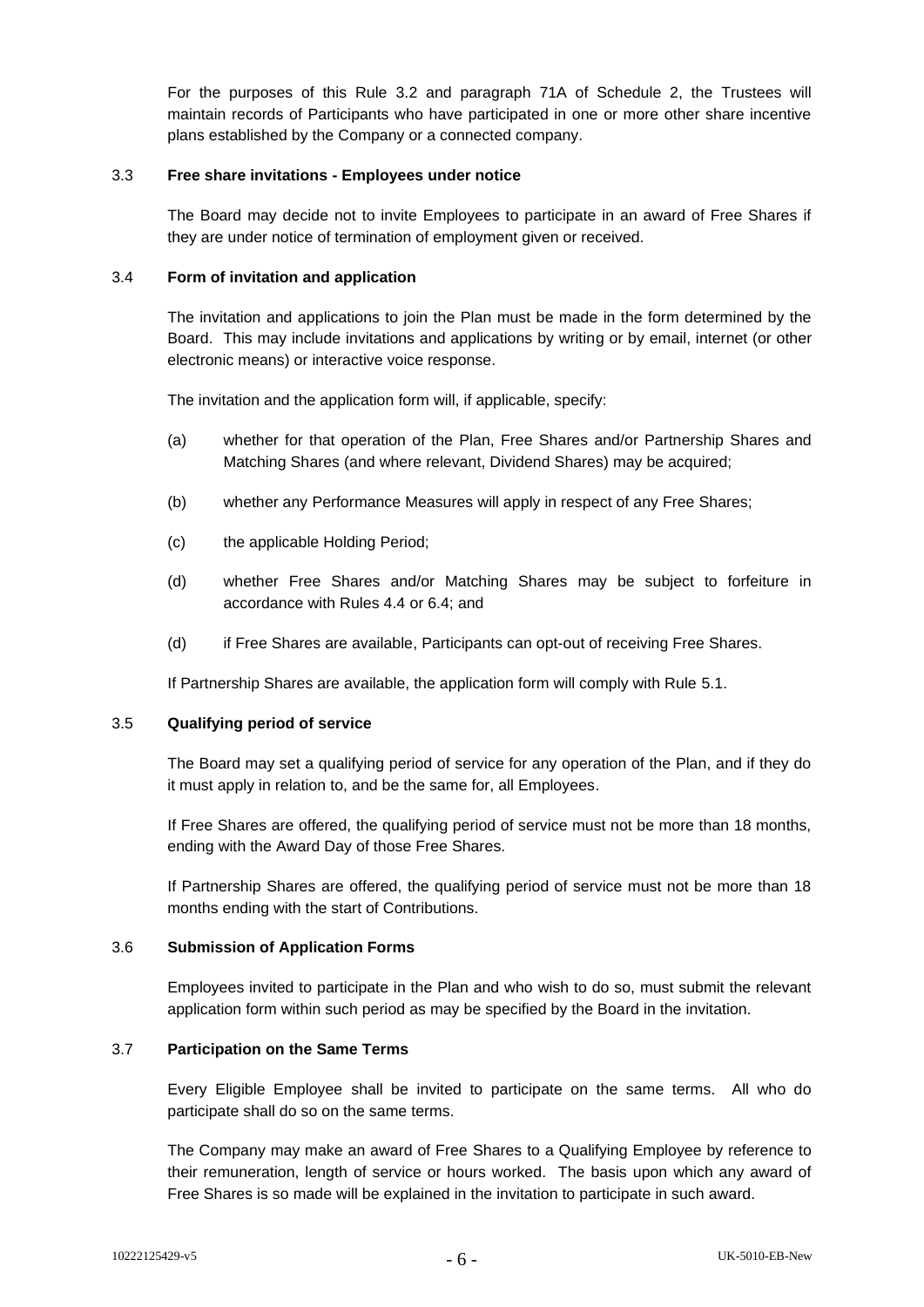For the purposes of this Rule 3.2 and paragraph 71A of Schedule 2, the Trustees will maintain records of Participants who have participated in one or more other share incentive plans established by the Company or a connected company.

### 3.3 Free share invitations - Employees under notice

The Board may decide not to invite Employees to participate in an award of Free Shares if they are under notice of termination of employment given or received.

### 3.4 Form of invitation and application

The invitation and applications to join the Plan must be made in the form determined by the Board. This may include invitations and applications by writing or by email, internet (or other electronic means) or interactive voice response.

The invitation and the application form will, if applicable, specify:

(a) whether for that operation of the Plan, Free Shares and/or Partnership Shares and Matching Shares (and where relevant, Dividend Shares) may be acquired;

(b) whether any Performance Measures will apply in respect of any Free Shares;

(c) the applicable Holding Period;

(d) whether Free Shares and/or Matching Shares may be subject to forfeiture in accordance with Rules 4.4 or 6.4; and

(d) if Free Shares are available, Participants can opt-out of receiving Free Shares.

If Partnership Shares are available, the application form will comply with Rule 5.1.

### 3.5 Qualifying period of service

The Board may set a qualifying period of service for any operation of the Plan, and if they do it must apply in relation to, and be the same for, all Employees.

If Free Shares are offered, the qualifying period of service must not be more than 18 months, ending with the Award Day of those Free Shares.

If Partnership Shares are offered, the qualifying period of service must not be more than 18 months ending with the start of Contributions.

### 3.6 Submission of Application Forms

Employees invited to participate in the Plan and who wish to do so, must submit the relevant application form within such period as may be specified by the Board in the invitation.

### 3.7 Participation on the Same Terms

Every Eligible Employee shall be invited to participate on the same terms. All who do participate shall do so on the same terms.

The Company may make an award of Free Shares to a Qualifying Employee by reference to their remuneration, length of service or hours worked. The basis upon which any award of Free Shares is so made will be explained in the invitation to participate in such award.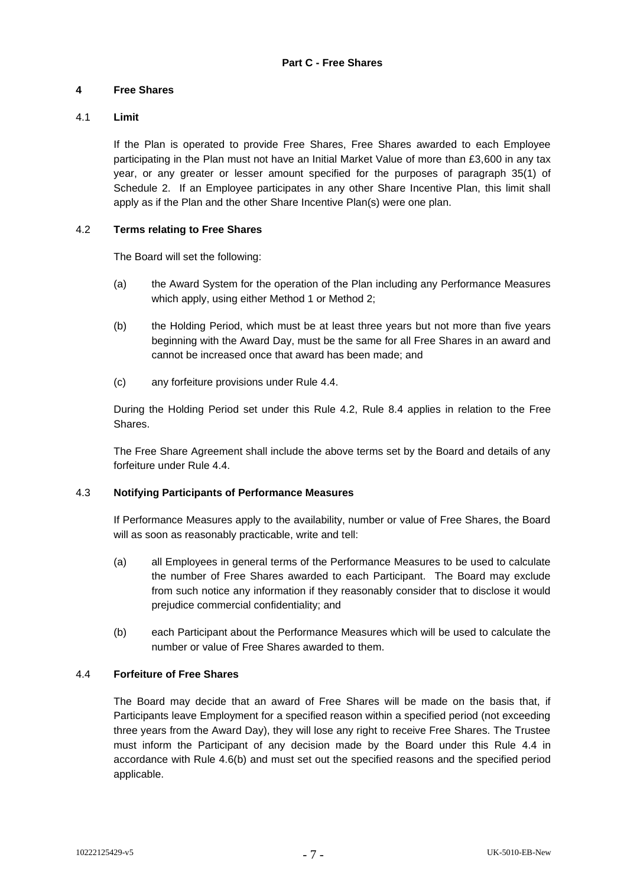## Part C - Free Shares

### 4 Free Shares

#### 4.1 Limit

If the Plan is operated to provide Free Shares, Free Shares awarded to each Employee participating in the Plan must not have an Initial Market Value of more than £3,600 in any tax year, or any greater or lesser amount specified for the purposes of paragraph 35(1) of Schedule 2. If an Employee participates in any other Share Incentive Plan, this limit shall apply as if the Plan and the other Share Incentive Plan(s) were one plan.

#### 4.2 Terms relating to Free Shares

The Board will set the following:

(a) the Award System for the operation of the Plan including any Performance Measures which apply, using either Method 1 or Method 2;

(b) the Holding Period, which must be at least three years but not more than five years beginning with the Award Day, must be the same for all Free Shares in an award and cannot be increased once that award has been made; and

(c) any forfeiture provisions under Rule 4.4.

During the Holding Period set under this Rule 4.2, Rule 8.4 applies in relation to the Free Shares.

The Free Share Agreement shall include the above terms set by the Board and details of any forfeiture under Rule 4.4.

#### 4.3 Notifying Participants of Performance Measures

If Performance Measures apply to the availability, number or value of Free Shares, the Board will as soon as reasonably practicable, write and tell:

(a) all Employees in general terms of the Performance Measures to be used to calculate the number of Free Shares awarded to each Participant. The Board may exclude from such notice any information if they reasonably consider that to disclose it would prejudice commercial confidentiality; and

(b) each Participant about the Performance Measures which will be used to calculate the number or value of Free Shares awarded to them.

#### 4.4 Forfeiture of Free Shares

The Board may decide that an award of Free Shares will be made on the basis that, if Participants leave Employment for a specified reason within a specified period (not exceeding three years from the Award Day), they will lose any right to receive Free Shares. The Trustee must inform the Participant of any decision made by the Board under this Rule 4.4 in accordance with Rule 4.6(b) and must set out the specified reasons and the specified period applicable.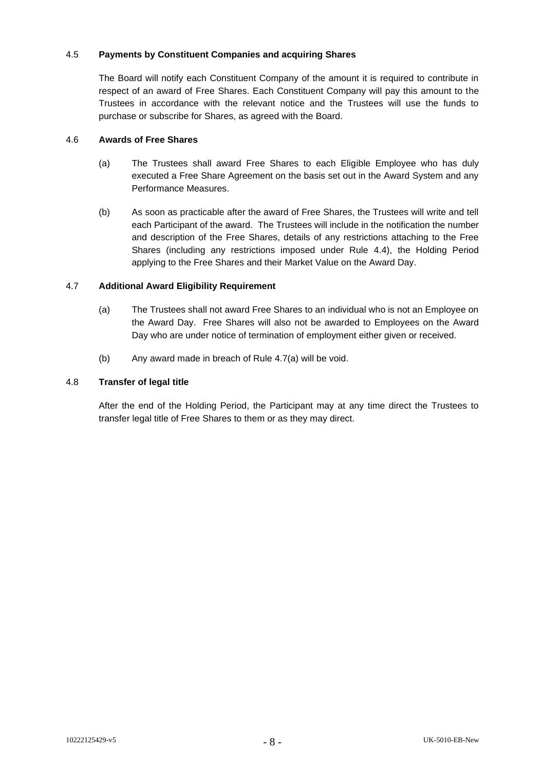### 4.5 **Payments by Constituent Companies and acquiring Shares**

The Board will notify each Constituent Company of the amount it is required to contribute in respect of an award of Free Shares. Each Constituent Company will pay this amount to the Trustees in accordance with the relevant notice and the Trustees will use the funds to purchase or subscribe for Shares, as agreed with the Board.

### 4.6 **Awards of Free Shares**

(a) The Trustees shall award Free Shares to each Eligible Employee who has duly executed a Free Share Agreement on the basis set out in the Award System and any Performance Measures.

(b) As soon as practicable after the award of Free Shares, the Trustees will write and tell each Participant of the award. The Trustees will include in the notification the number and description of the Free Shares, details of any restrictions attaching to the Free Shares (including any restrictions imposed under Rule 4.4), the Holding Period applying to the Free Shares and their Market Value on the Award Day.

### 4.7 **Additional Award Eligibility Requirement**

(a) The Trustees shall not award Free Shares to an individual who is not an Employee on the Award Day. Free Shares will also not be awarded to Employees on the Award Day who are under notice of termination of employment either given or received.

(b) Any award made in breach of Rule 4.7(a) will be void.

### 4.8 **Transfer of legal title**

After the end of the Holding Period, the Participant may at any time direct the Trustees to transfer legal title of Free Shares to them or as they may direct.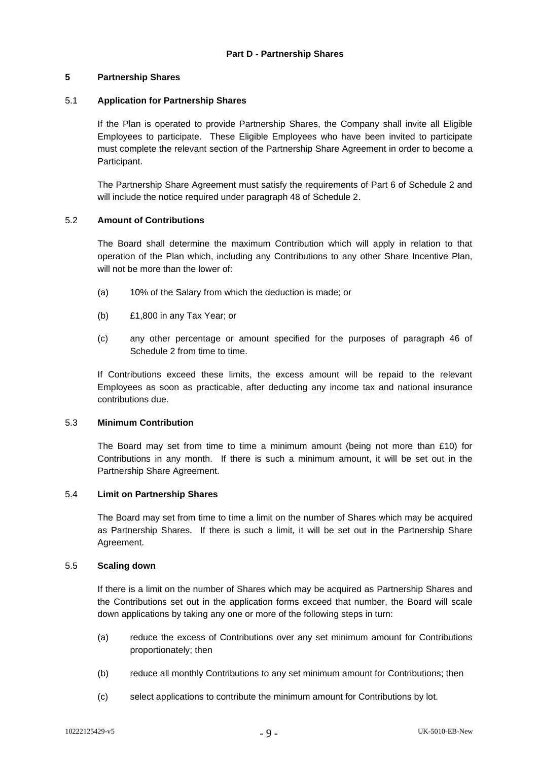## Part D - Partnership Shares

### 5 Partnership Shares

#### 5.1 Application for Partnership Shares

If the Plan is operated to provide Partnership Shares, the Company shall invite all Eligible Employees to participate. These Eligible Employees who have been invited to participate must complete the relevant section of the Partnership Share Agreement in order to become a Participant.

The Partnership Share Agreement must satisfy the requirements of Part 6 of Schedule 2 and will include the notice required under paragraph 48 of Schedule 2.

#### 5.2 Amount of Contributions

The Board shall determine the maximum Contribution which will apply in relation to that operation of the Plan which, including any Contributions to any other Share Incentive Plan, will not be more than the lower of:

(a) 10% of the Salary from which the deduction is made; or

(b) £1,800 in any Tax Year; or

(c) any other percentage or amount specified for the purposes of paragraph 46 of Schedule 2 from time to time.

If Contributions exceed these limits, the excess amount will be repaid to the relevant Employees as soon as practicable, after deducting any income tax and national insurance contributions due.

#### 5.3 Minimum Contribution

The Board may set from time to time a minimum amount (being not more than £10) for Contributions in any month. If there is such a minimum amount, it will be set out in the Partnership Share Agreement.

#### 5.4 Limit on Partnership Shares

The Board may set from time to time a limit on the number of Shares which may be acquired as Partnership Shares. If there is such a limit, it will be set out in the Partnership Share Agreement.

#### 5.5 Scaling down

If there is a limit on the number of Shares which may be acquired as Partnership Shares and the Contributions set out in the application forms exceed that number, the Board will scale down applications by taking any one or more of the following steps in turn:

(a) reduce the excess of Contributions over any set minimum amount for Contributions proportionately; then

(b) reduce all monthly Contributions to any set minimum amount for Contributions; then

(c) select applications to contribute the minimum amount for Contributions by lot.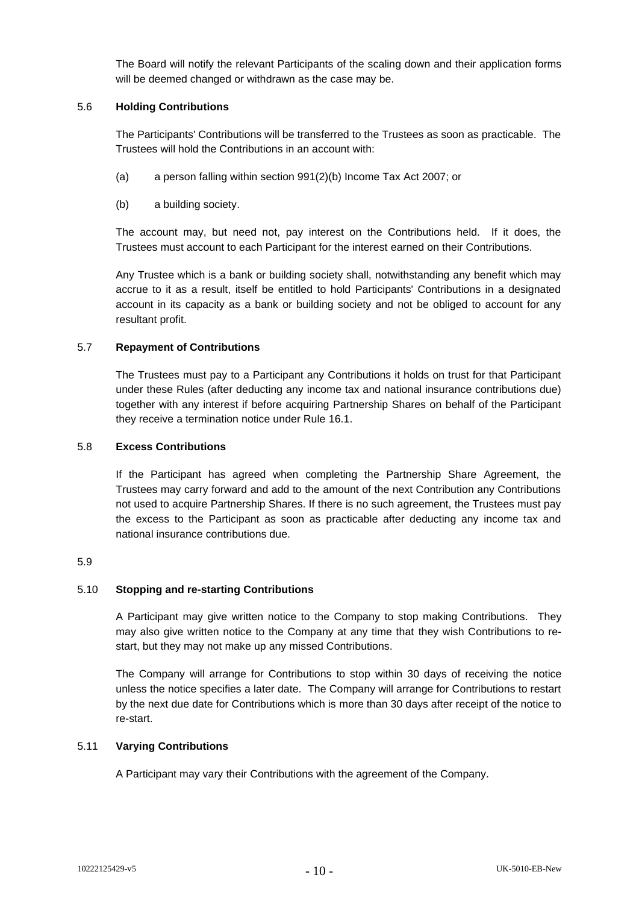The Board will notify the relevant Participants of the scaling down and their application forms will be deemed changed or withdrawn as the case may be.

### 5.6 Holding Contributions

The Participants' Contributions will be transferred to the Trustees as soon as practicable. The Trustees will hold the Contributions in an account with:

(a) a person falling within section 991(2)(b) Income Tax Act 2007; or

(b) a building society.

The account may, but need not, pay interest on the Contributions held. If it does, the Trustees must account to each Participant for the interest earned on their Contributions.

Any Trustee which is a bank or building society shall, notwithstanding any benefit which may accrue to it as a result, itself be entitled to hold Participants' Contributions in a designated account in its capacity as a bank or building society and not be obliged to account for any resultant profit.

### 5.7 Repayment of Contributions

The Trustees must pay to a Participant any Contributions it holds on trust for that Participant under these Rules (after deducting any income tax and national insurance contributions due) together with any interest if before acquiring Partnership Shares on behalf of the Participant they receive a termination notice under Rule 16.1.

### 5.8 Excess Contributions

If the Participant has agreed when completing the Partnership Share Agreement, the Trustees may carry forward and add to the amount of the next Contribution any Contributions not used to acquire Partnership Shares. If there is no such agreement, the Trustees must pay the excess to the Participant as soon as practicable after deducting any income tax and national insurance contributions due.

5.9

### 5.10 Stopping and re-starting Contributions

A Participant may give written notice to the Company to stop making Contributions. They may also give written notice to the Company at any time that they wish Contributions to re-start, but they may not make up any missed Contributions.

The Company will arrange for Contributions to stop within 30 days of receiving the notice unless the notice specifies a later date. The Company will arrange for Contributions to restart by the next due date for Contributions which is more than 30 days after receipt of the notice to re-start.

### 5.11 Varying Contributions

A Participant may vary their Contributions with the agreement of the Company.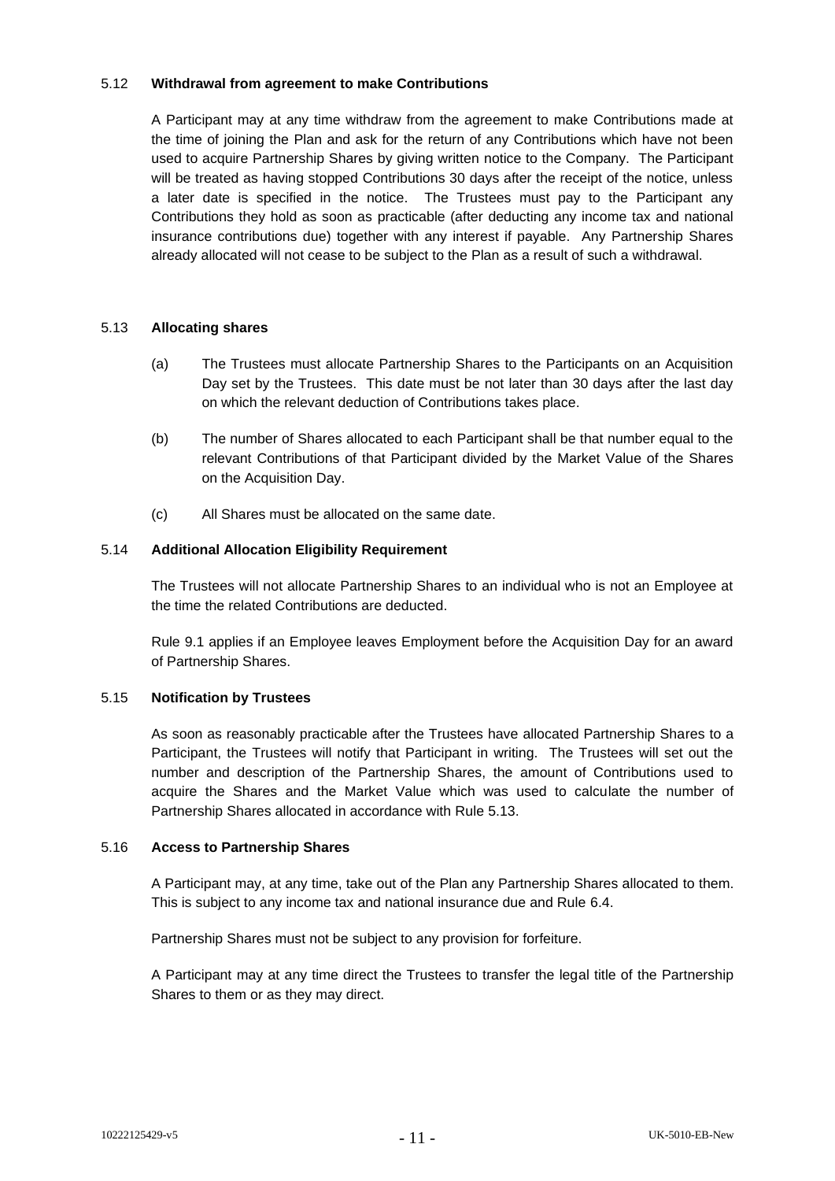### 5.12 **Withdrawal from agreement to make Contributions**

A Participant may at any time withdraw from the agreement to make Contributions made at the time of joining the Plan and ask for the return of any Contributions which have not been used to acquire Partnership Shares by giving written notice to the Company. The Participant will be treated as having stopped Contributions 30 days after the receipt of the notice, unless a later date is specified in the notice. The Trustees must pay to the Participant any Contributions they hold as soon as practicable (after deducting any income tax and national insurance contributions due) together with any interest if payable. Any Partnership Shares already allocated will not cease to be subject to the Plan as a result of such a withdrawal.

### 5.13 **Allocating shares**

(a) The Trustees must allocate Partnership Shares to the Participants on an Acquisition Day set by the Trustees. This date must be not later than 30 days after the last day on which the relevant deduction of Contributions takes place.

(b) The number of Shares allocated to each Participant shall be that number equal to the relevant Contributions of that Participant divided by the Market Value of the Shares on the Acquisition Day.

(c) All Shares must be allocated on the same date.

### 5.14 **Additional Allocation Eligibility Requirement**

The Trustees will not allocate Partnership Shares to an individual who is not an Employee at the time the related Contributions are deducted.

Rule 9.1 applies if an Employee leaves Employment before the Acquisition Day for an award of Partnership Shares.

### 5.15 **Notification by Trustees**

As soon as reasonably practicable after the Trustees have allocated Partnership Shares to a Participant, the Trustees will notify that Participant in writing. The Trustees will set out the number and description of the Partnership Shares, the amount of Contributions used to acquire the Shares and the Market Value which was used to calculate the number of Partnership Shares allocated in accordance with Rule 5.13.

### 5.16 **Access to Partnership Shares**

A Participant may, at any time, take out of the Plan any Partnership Shares allocated to them. This is subject to any income tax and national insurance due and Rule 6.4.

Partnership Shares must not be subject to any provision for forfeiture.

A Participant may at any time direct the Trustees to transfer the legal title of the Partnership Shares to them or as they may direct.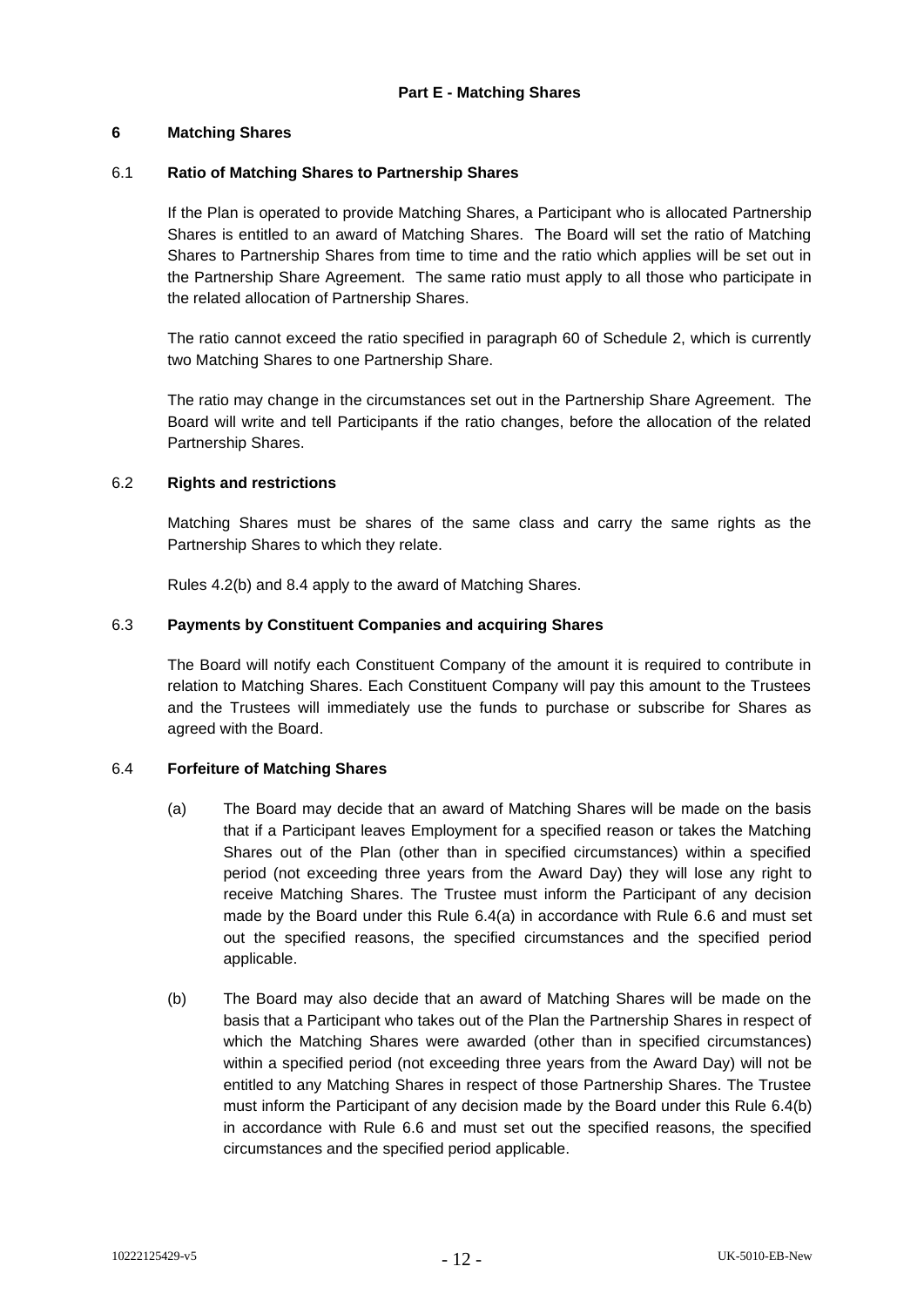## Part E - Matching Shares

### 6 Matching Shares

#### 6.1 Ratio of Matching Shares to Partnership Shares

If the Plan is operated to provide Matching Shares, a Participant who is allocated Partnership Shares is entitled to an award of Matching Shares. The Board will set the ratio of Matching Shares to Partnership Shares from time to time and the ratio which applies will be set out in the Partnership Share Agreement. The same ratio must apply to all those who participate in the related allocation of Partnership Shares.

The ratio cannot exceed the ratio specified in paragraph 60 of Schedule 2, which is currently two Matching Shares to one Partnership Share.

The ratio may change in the circumstances set out in the Partnership Share Agreement. The Board will write and tell Participants if the ratio changes, before the allocation of the related Partnership Shares.

#### 6.2 Rights and restrictions

Matching Shares must be shares of the same class and carry the same rights as the Partnership Shares to which they relate.

Rules 4.2(b) and 8.4 apply to the award of Matching Shares.

#### 6.3 Payments by Constituent Companies and acquiring Shares

The Board will notify each Constituent Company of the amount it is required to contribute in relation to Matching Shares. Each Constituent Company will pay this amount to the Trustees and the Trustees will immediately use the funds to purchase or subscribe for Shares as agreed with the Board.

#### 6.4 Forfeiture of Matching Shares

(a) The Board may decide that an award of Matching Shares will be made on the basis that if a Participant leaves Employment for a specified reason or takes the Matching Shares out of the Plan (other than in specified circumstances) within a specified period (not exceeding three years from the Award Day) they will lose any right to receive Matching Shares. The Trustee must inform the Participant of any decision made by the Board under this Rule 6.4(a) in accordance with Rule 6.6 and must set out the specified reasons, the specified circumstances and the specified period applicable.

(b) The Board may also decide that an award of Matching Shares will be made on the basis that a Participant who takes out of the Plan the Partnership Shares in respect of which the Matching Shares were awarded (other than in specified circumstances) within a specified period (not exceeding three years from the Award Day) will not be entitled to any Matching Shares in respect of those Partnership Shares. The Trustee must inform the Participant of any decision made by the Board under this Rule 6.4(b) in accordance with Rule 6.6 and must set out the specified reasons, the specified circumstances and the specified period applicable.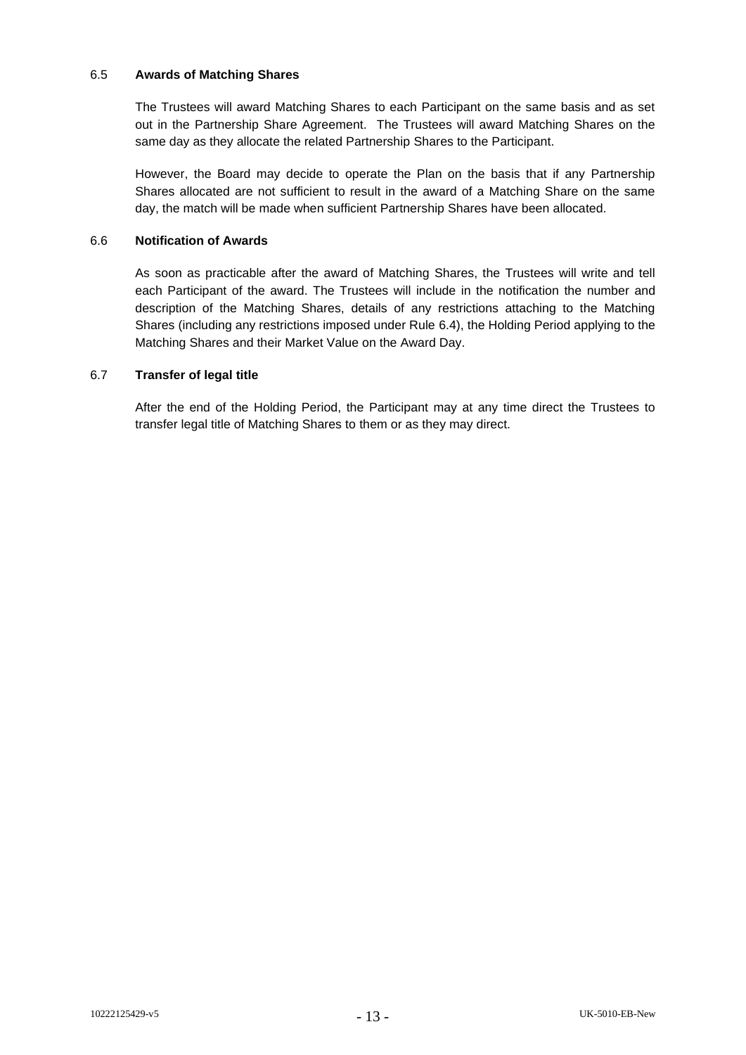### 6.5 **Awards of Matching Shares**

The Trustees will award Matching Shares to each Participant on the same basis and as set out in the Partnership Share Agreement. The Trustees will award Matching Shares on the same day as they allocate the related Partnership Shares to the Participant.

However, the Board may decide to operate the Plan on the basis that if any Partnership Shares allocated are not sufficient to result in the award of a Matching Share on the same day, the match will be made when sufficient Partnership Shares have been allocated.

### 6.6 **Notification of Awards**

As soon as practicable after the award of Matching Shares, the Trustees will write and tell each Participant of the award. The Trustees will include in the notification the number and description of the Matching Shares, details of any restrictions attaching to the Matching Shares (including any restrictions imposed under Rule 6.4), the Holding Period applying to the Matching Shares and their Market Value on the Award Day.

### 6.7 **Transfer of legal title**

After the end of the Holding Period, the Participant may at any time direct the Trustees to transfer legal title of Matching Shares to them or as they may direct.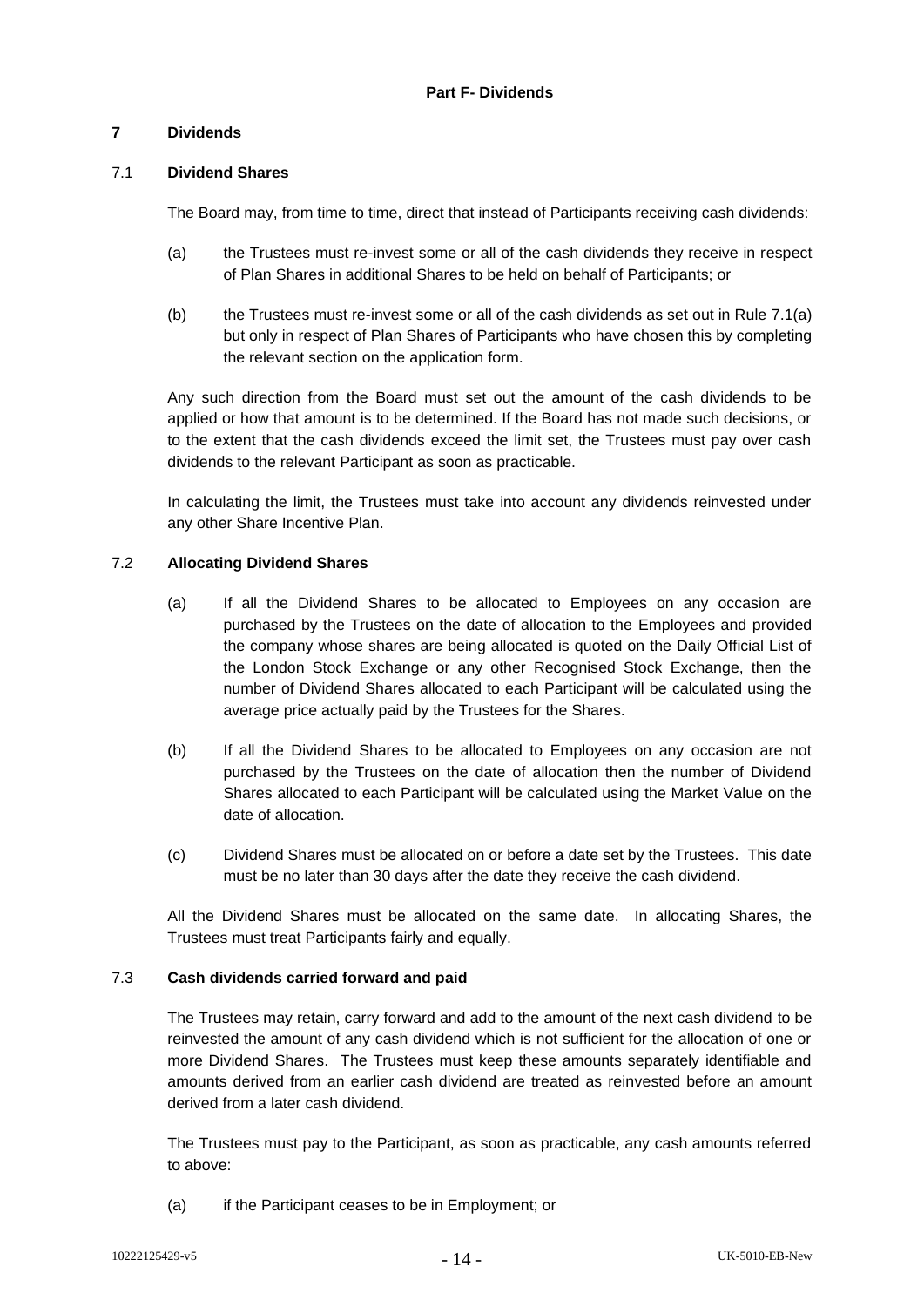### Part F- Dividends

## 7 Dividends

### 7.1 Dividend Shares

The Board may, from time to time, direct that instead of Participants receiving cash dividends:

(a) the Trustees must re-invest some or all of the cash dividends they receive in respect of Plan Shares in additional Shares to be held on behalf of Participants; or

(b) the Trustees must re-invest some or all of the cash dividends as set out in Rule 7.1(a) but only in respect of Plan Shares of Participants who have chosen this by completing the relevant section on the application form.

Any such direction from the Board must set out the amount of the cash dividends to be applied or how that amount is to be determined. If the Board has not made such decisions, or to the extent that the cash dividends exceed the limit set, the Trustees must pay over cash dividends to the relevant Participant as soon as practicable.

In calculating the limit, the Trustees must take into account any dividends reinvested under any other Share Incentive Plan.

### 7.2 Allocating Dividend Shares

(a) If all the Dividend Shares to be allocated to Employees on any occasion are purchased by the Trustees on the date of allocation to the Employees and provided the company whose shares are being allocated is quoted on the Daily Official List of the London Stock Exchange or any other Recognised Stock Exchange, then the number of Dividend Shares allocated to each Participant will be calculated using the average price actually paid by the Trustees for the Shares.

(b) If all the Dividend Shares to be allocated to Employees on any occasion are not purchased by the Trustees on the date of allocation then the number of Dividend Shares allocated to each Participant will be calculated using the Market Value on the date of allocation.

(c) Dividend Shares must be allocated on or before a date set by the Trustees. This date must be no later than 30 days after the date they receive the cash dividend.

All the Dividend Shares must be allocated on the same date. In allocating Shares, the Trustees must treat Participants fairly and equally.

### 7.3 Cash dividends carried forward and paid

The Trustees may retain, carry forward and add to the amount of the next cash dividend to be reinvested the amount of any cash dividend which is not sufficient for the allocation of one or more Dividend Shares. The Trustees must keep these amounts separately identifiable and amounts derived from an earlier cash dividend are treated as reinvested before an amount derived from a later cash dividend.

The Trustees must pay to the Participant, as soon as practicable, any cash amounts referred to above:

(a) if the Participant ceases to be in Employment; or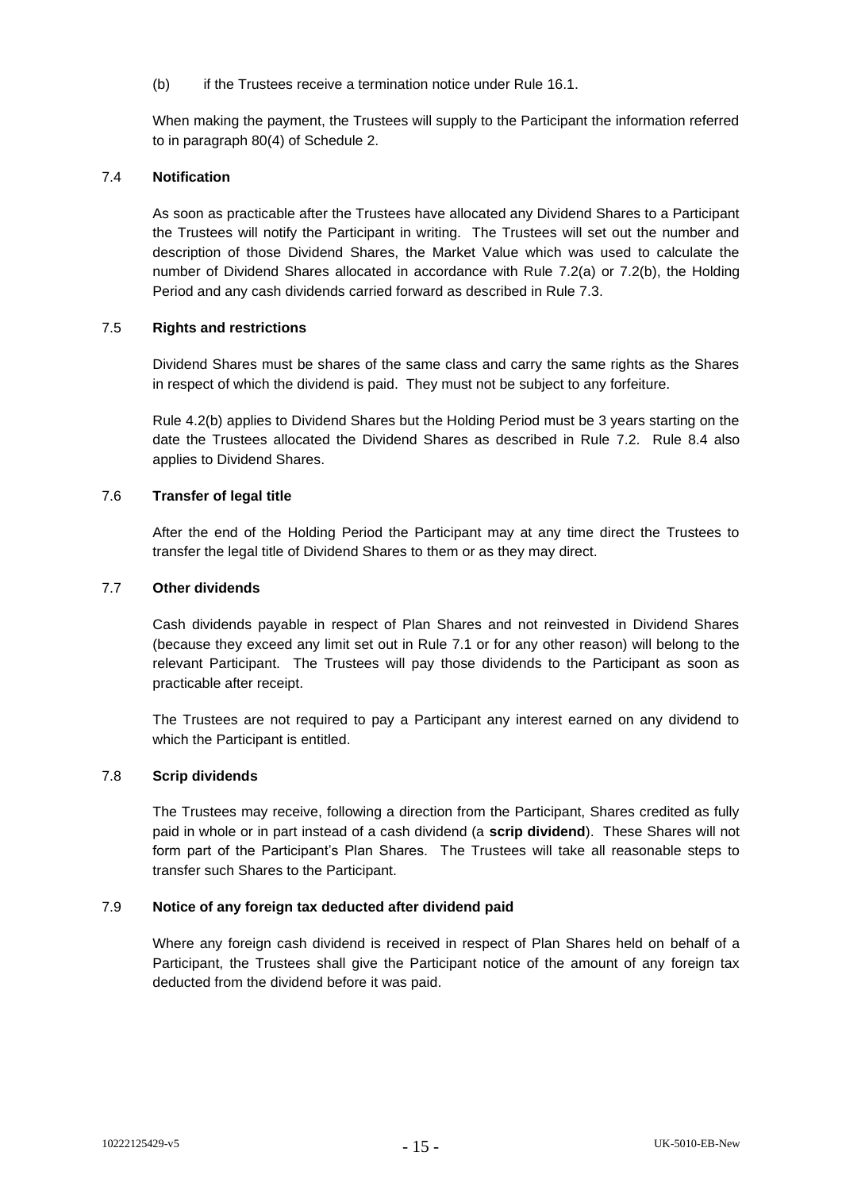(b) if the Trustees receive a termination notice under Rule 16.1.

When making the payment, the Trustees will supply to the Participant the information referred to in paragraph 80(4) of Schedule 2.

### 7.4 Notification

As soon as practicable after the Trustees have allocated any Dividend Shares to a Participant the Trustees will notify the Participant in writing. The Trustees will set out the number and description of those Dividend Shares, the Market Value which was used to calculate the number of Dividend Shares allocated in accordance with Rule 7.2(a) or 7.2(b), the Holding Period and any cash dividends carried forward as described in Rule 7.3.

### 7.5 Rights and restrictions

Dividend Shares must be shares of the same class and carry the same rights as the Shares in respect of which the dividend is paid. They must not be subject to any forfeiture.

Rule 4.2(b) applies to Dividend Shares but the Holding Period must be 3 years starting on the date the Trustees allocated the Dividend Shares as described in Rule 7.2. Rule 8.4 also applies to Dividend Shares.

### 7.6 Transfer of legal title

After the end of the Holding Period the Participant may at any time direct the Trustees to transfer the legal title of Dividend Shares to them or as they may direct.

### 7.7 Other dividends

Cash dividends payable in respect of Plan Shares and not reinvested in Dividend Shares (because they exceed any limit set out in Rule 7.1 or for any other reason) will belong to the relevant Participant. The Trustees will pay those dividends to the Participant as soon as practicable after receipt.

The Trustees are not required to pay a Participant any interest earned on any dividend to which the Participant is entitled.

### 7.8 Scrip dividends

The Trustees may receive, following a direction from the Participant, Shares credited as fully paid in whole or in part instead of a cash dividend (a **scrip dividend**). These Shares will not form part of the Participant's Plan Shares. The Trustees will take all reasonable steps to transfer such Shares to the Participant.

### 7.9 Notice of any foreign tax deducted after dividend paid

Where any foreign cash dividend is received in respect of Plan Shares held on behalf of a Participant, the Trustees shall give the Participant notice of the amount of any foreign tax deducted from the dividend before it was paid.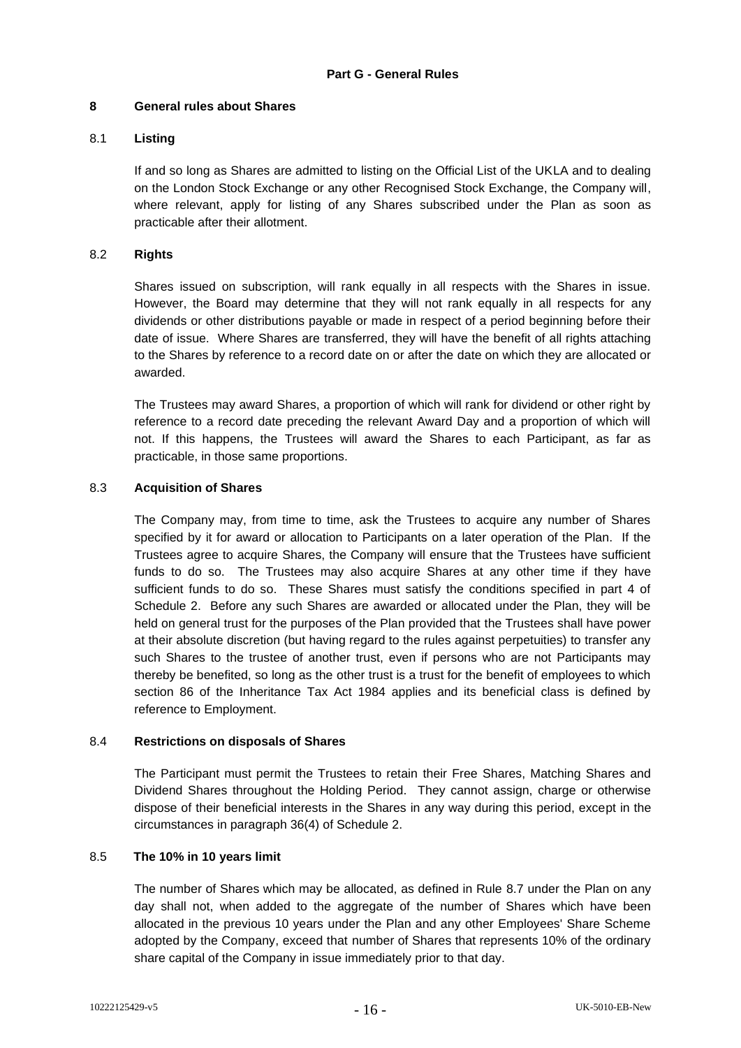## Part G - General Rules

### 8 General rules about Shares

#### 8.1 Listing

If and so long as Shares are admitted to listing on the Official List of the UKLA and to dealing on the London Stock Exchange or any other Recognised Stock Exchange, the Company will, where relevant, apply for listing of any Shares subscribed under the Plan as soon as practicable after their allotment.

#### 8.2 Rights

Shares issued on subscription, will rank equally in all respects with the Shares in issue. However, the Board may determine that they will not rank equally in all respects for any dividends or other distributions payable or made in respect of a period beginning before their date of issue. Where Shares are transferred, they will have the benefit of all rights attaching to the Shares by reference to a record date on or after the date on which they are allocated or awarded.

The Trustees may award Shares, a proportion of which will rank for dividend or other right by reference to a record date preceding the relevant Award Day and a proportion of which will not. If this happens, the Trustees will award the Shares to each Participant, as far as practicable, in those same proportions.

#### 8.3 Acquisition of Shares

The Company may, from time to time, ask the Trustees to acquire any number of Shares specified by it for award or allocation to Participants on a later operation of the Plan. If the Trustees agree to acquire Shares, the Company will ensure that the Trustees have sufficient funds to do so. The Trustees may also acquire Shares at any other time if they have sufficient funds to do so. These Shares must satisfy the conditions specified in part 4 of Schedule 2. Before any such Shares are awarded or allocated under the Plan, they will be held on general trust for the purposes of the Plan provided that the Trustees shall have power at their absolute discretion (but having regard to the rules against perpetuities) to transfer any such Shares to the trustee of another trust, even if persons who are not Participants may thereby be benefited, so long as the other trust is a trust for the benefit of employees to which section 86 of the Inheritance Tax Act 1984 applies and its beneficial class is defined by reference to Employment.

#### 8.4 Restrictions on disposals of Shares

The Participant must permit the Trustees to retain their Free Shares, Matching Shares and Dividend Shares throughout the Holding Period. They cannot assign, charge or otherwise dispose of their beneficial interests in the Shares in any way during this period, except in the circumstances in paragraph 36(4) of Schedule 2.

#### 8.5 The 10% in 10 years limit

The number of Shares which may be allocated, as defined in Rule 8.7 under the Plan on any day shall not, when added to the aggregate of the number of Shares which have been allocated in the previous 10 years under the Plan and any other Employees' Share Scheme adopted by the Company, exceed that number of Shares that represents 10% of the ordinary share capital of the Company in issue immediately prior to that day.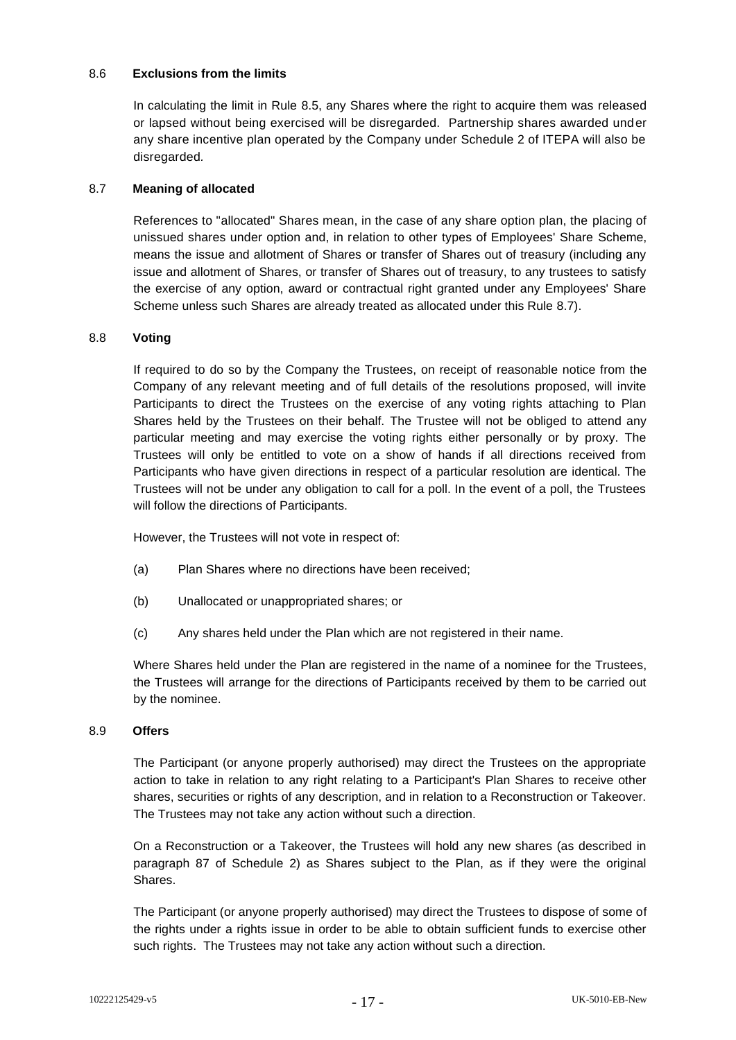### 8.6 Exclusions from the limits

In calculating the limit in Rule 8.5, any Shares where the right to acquire them was released or lapsed without being exercised will be disregarded. Partnership shares awarded under any share incentive plan operated by the Company under Schedule 2 of ITEPA will also be disregarded.

### 8.7 Meaning of allocated

References to "allocated" Shares mean, in the case of any share option plan, the placing of unissued shares under option and, in relation to other types of Employees' Share Scheme, means the issue and allotment of Shares or transfer of Shares out of treasury (including any issue and allotment of Shares, or transfer of Shares out of treasury, to any trustees to satisfy the exercise of any option, award or contractual right granted under any Employees' Share Scheme unless such Shares are already treated as allocated under this Rule 8.7).

### 8.8 Voting

If required to do so by the Company the Trustees, on receipt of reasonable notice from the Company of any relevant meeting and of full details of the resolutions proposed, will invite Participants to direct the Trustees on the exercise of any voting rights attaching to Plan Shares held by the Trustees on their behalf. The Trustee will not be obliged to attend any particular meeting and may exercise the voting rights either personally or by proxy. The Trustees will only be entitled to vote on a show of hands if all directions received from Participants who have given directions in respect of a particular resolution are identical. The Trustees will not be under any obligation to call for a poll. In the event of a poll, the Trustees will follow the directions of Participants.

However, the Trustees will not vote in respect of:

(a) Plan Shares where no directions have been received;

(b) Unallocated or unappropriated shares; or

(c) Any shares held under the Plan which are not registered in their name.

Where Shares held under the Plan are registered in the name of a nominee for the Trustees, the Trustees will arrange for the directions of Participants received by them to be carried out by the nominee.

### 8.9 Offers

The Participant (or anyone properly authorised) may direct the Trustees on the appropriate action to take in relation to any right relating to a Participant's Plan Shares to receive other shares, securities or rights of any description, and in relation to a Reconstruction or Takeover. The Trustees may not take any action without such a direction.

On a Reconstruction or a Takeover, the Trustees will hold any new shares (as described in paragraph 87 of Schedule 2) as Shares subject to the Plan, as if they were the original Shares.

The Participant (or anyone properly authorised) may direct the Trustees to dispose of some of the rights under a rights issue in order to be able to obtain sufficient funds to exercise other such rights. The Trustees may not take any action without such a direction.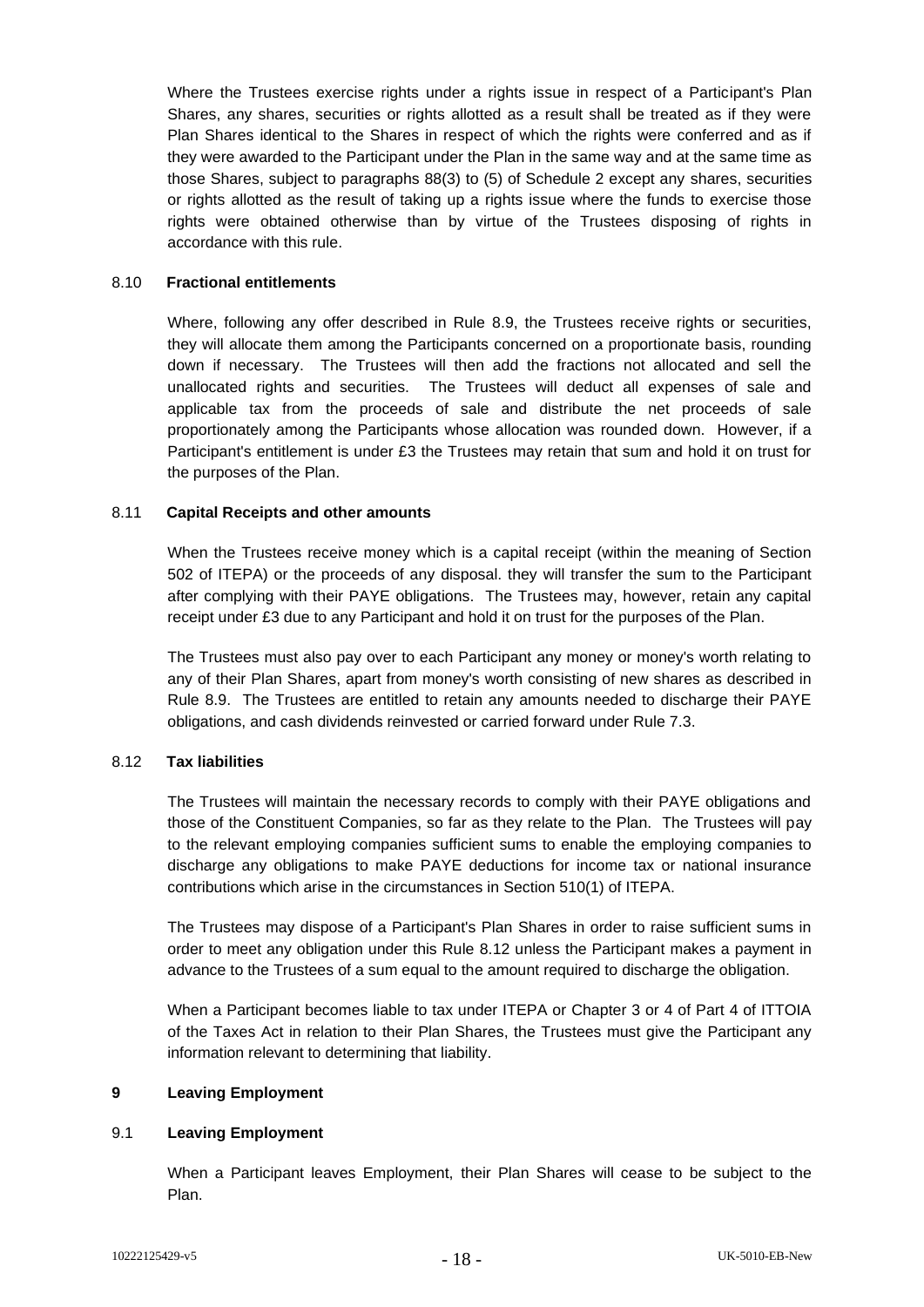Where the Trustees exercise rights under a rights issue in respect of a Participant's Plan Shares, any shares, securities or rights allotted as a result shall be treated as if they were Plan Shares identical to the Shares in respect of which the rights were conferred and as if they were awarded to the Participant under the Plan in the same way and at the same time as those Shares, subject to paragraphs 88(3) to (5) of Schedule 2 except any shares, securities or rights allotted as the result of taking up a rights issue where the funds to exercise those rights were obtained otherwise than by virtue of the Trustees disposing of rights in accordance with this rule.

### 8.10 Fractional entitlements

Where, following any offer described in Rule 8.9, the Trustees receive rights or securities, they will allocate them among the Participants concerned on a proportionate basis, rounding down if necessary. The Trustees will then add the fractions not allocated and sell the unallocated rights and securities. The Trustees will deduct all expenses of sale and applicable tax from the proceeds of sale and distribute the net proceeds of sale proportionately among the Participants whose allocation was rounded down. However, if a Participant's entitlement is under £3 the Trustees may retain that sum and hold it on trust for the purposes of the Plan.

### 8.11 Capital Receipts and other amounts

When the Trustees receive money which is a capital receipt (within the meaning of Section 502 of ITEPA) or the proceeds of any disposal. they will transfer the sum to the Participant after complying with their PAYE obligations. The Trustees may, however, retain any capital receipt under £3 due to any Participant and hold it on trust for the purposes of the Plan.

The Trustees must also pay over to each Participant any money or money's worth relating to any of their Plan Shares, apart from money's worth consisting of new shares as described in Rule 8.9. The Trustees are entitled to retain any amounts needed to discharge their PAYE obligations, and cash dividends reinvested or carried forward under Rule 7.3.

### 8.12 Tax liabilities

The Trustees will maintain the necessary records to comply with their PAYE obligations and those of the Constituent Companies, so far as they relate to the Plan. The Trustees will pay to the relevant employing companies sufficient sums to enable the employing companies to discharge any obligations to make PAYE deductions for income tax or national insurance contributions which arise in the circumstances in Section 510(1) of ITEPA.

The Trustees may dispose of a Participant's Plan Shares in order to raise sufficient sums in order to meet any obligation under this Rule 8.12 unless the Participant makes a payment in advance to the Trustees of a sum equal to the amount required to discharge the obligation.

When a Participant becomes liable to tax under ITEPA or Chapter 3 or 4 of Part 4 of ITTOIA of the Taxes Act in relation to their Plan Shares, the Trustees must give the Participant any information relevant to determining that liability.

## 9 Leaving Employment

### 9.1 Leaving Employment

When a Participant leaves Employment, their Plan Shares will cease to be subject to the Plan.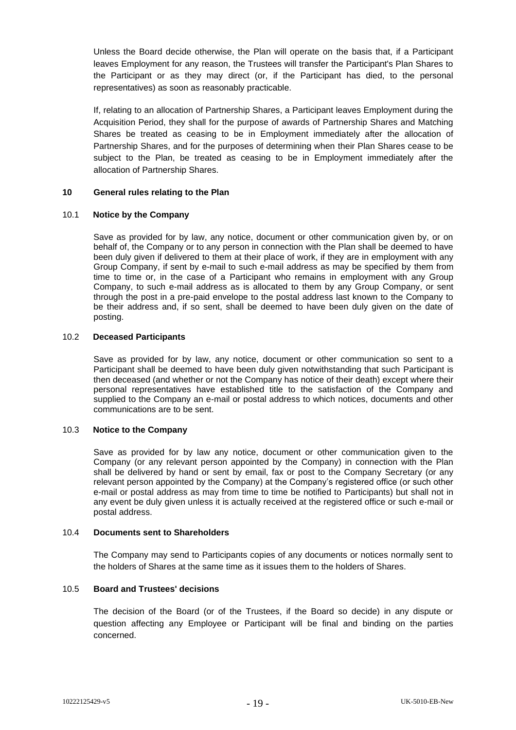Unless the Board decide otherwise, the Plan will operate on the basis that, if a Participant leaves Employment for any reason, the Trustees will transfer the Participant's Plan Shares to the Participant or as they may direct (or, if the Participant has died, to the personal representatives) as soon as reasonably practicable.

If, relating to an allocation of Partnership Shares, a Participant leaves Employment during the Acquisition Period, they shall for the purpose of awards of Partnership Shares and Matching Shares be treated as ceasing to be in Employment immediately after the allocation of Partnership Shares, and for the purposes of determining when their Plan Shares cease to be subject to the Plan, be treated as ceasing to be in Employment immediately after the allocation of Partnership Shares.

## 10 General rules relating to the Plan

### 10.1 Notice by the Company

Save as provided for by law, any notice, document or other communication given by, or on behalf of, the Company or to any person in connection with the Plan shall be deemed to have been duly given if delivered to them at their place of work, if they are in employment with any Group Company, if sent by e-mail to such e-mail address as may be specified by them from time to time or, in the case of a Participant who remains in employment with any Group Company, to such e-mail address as is allocated to them by any Group Company, or sent through the post in a pre-paid envelope to the postal address last known to the Company to be their address and, if so sent, shall be deemed to have been duly given on the date of posting.

### 10.2 Deceased Participants

Save as provided for by law, any notice, document or other communication so sent to a Participant shall be deemed to have been duly given notwithstanding that such Participant is then deceased (and whether or not the Company has notice of their death) except where their personal representatives have established title to the satisfaction of the Company and supplied to the Company an e-mail or postal address to which notices, documents and other communications are to be sent.

### 10.3 Notice to the Company

Save as provided for by law any notice, document or other communication given to the Company (or any relevant person appointed by the Company) in connection with the Plan shall be delivered by hand or sent by email, fax or post to the Company Secretary (or any relevant person appointed by the Company) at the Company's registered office (or such other e-mail or postal address as may from time to time be notified to Participants) but shall not in any event be duly given unless it is actually received at the registered office or such e-mail or postal address.

### 10.4 Documents sent to Shareholders

The Company may send to Participants copies of any documents or notices normally sent to the holders of Shares at the same time as it issues them to the holders of Shares.

### 10.5 Board and Trustees' decisions

The decision of the Board (or of the Trustees, if the Board so decide) in any dispute or question affecting any Employee or Participant will be final and binding on the parties concerned.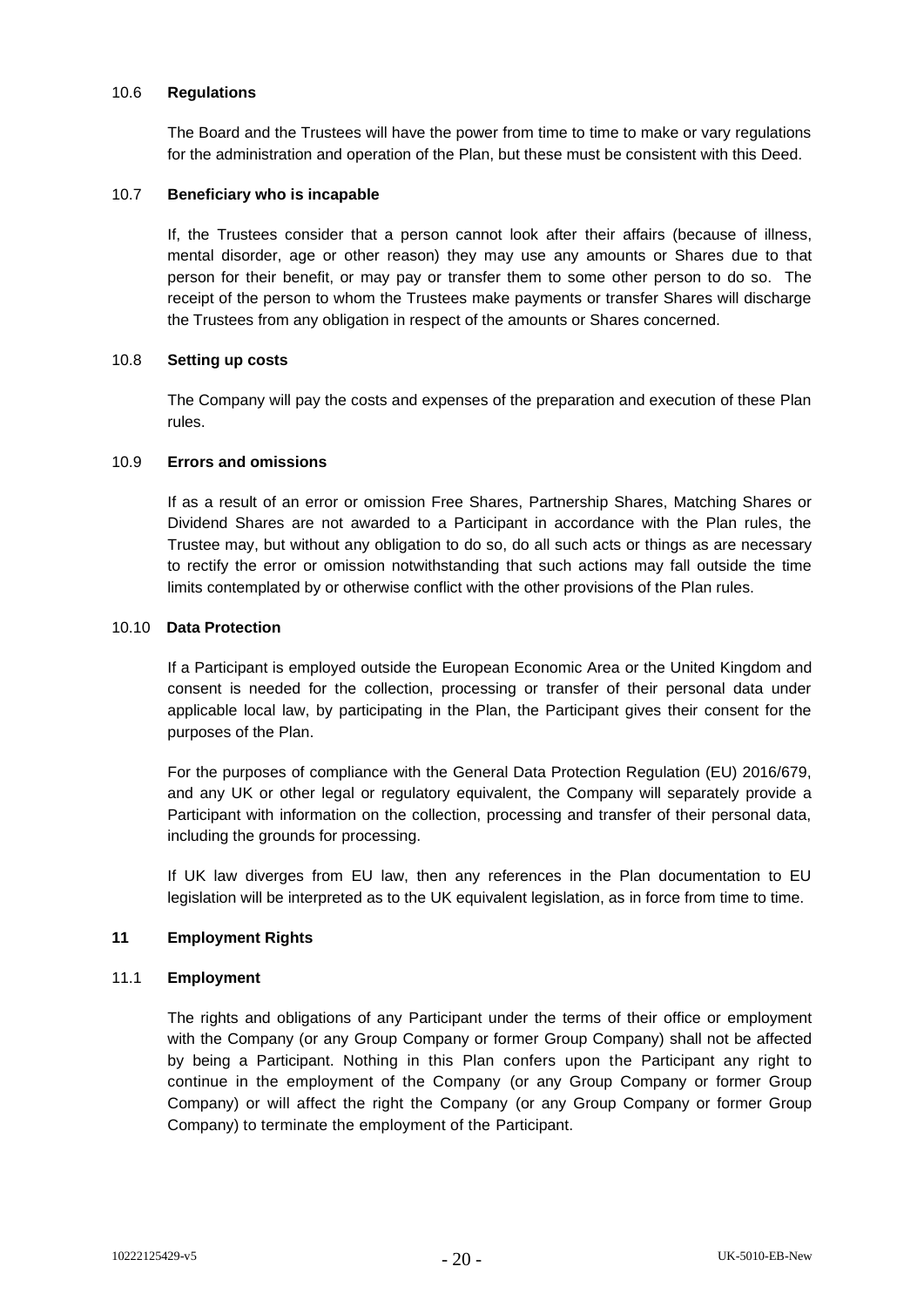### 10.6 Regulations

The Board and the Trustees will have the power from time to time to make or vary regulations for the administration and operation of the Plan, but these must be consistent with this Deed.

### 10.7 Beneficiary who is incapable

If, the Trustees consider that a person cannot look after their affairs (because of illness, mental disorder, age or other reason) they may use any amounts or Shares due to that person for their benefit, or may pay or transfer them to some other person to do so. The receipt of the person to whom the Trustees make payments or transfer Shares will discharge the Trustees from any obligation in respect of the amounts or Shares concerned.

### 10.8 Setting up costs

The Company will pay the costs and expenses of the preparation and execution of these Plan rules.

### 10.9 Errors and omissions

If as a result of an error or omission Free Shares, Partnership Shares, Matching Shares or Dividend Shares are not awarded to a Participant in accordance with the Plan rules, the Trustee may, but without any obligation to do so, do all such acts or things as are necessary to rectify the error or omission notwithstanding that such actions may fall outside the time limits contemplated by or otherwise conflict with the other provisions of the Plan rules.

### 10.10 Data Protection

If a Participant is employed outside the European Economic Area or the United Kingdom and consent is needed for the collection, processing or transfer of their personal data under applicable local law, by participating in the Plan, the Participant gives their consent for the purposes of the Plan.

For the purposes of compliance with the General Data Protection Regulation (EU) 2016/679, and any UK or other legal or regulatory equivalent, the Company will separately provide a Participant with information on the collection, processing and transfer of their personal data, including the grounds for processing.

If UK law diverges from EU law, then any references in the Plan documentation to EU legislation will be interpreted as to the UK equivalent legislation, as in force from time to time.

## 11 Employment Rights

### 11.1 Employment

The rights and obligations of any Participant under the terms of their office or employment with the Company (or any Group Company or former Group Company) shall not be affected by being a Participant. Nothing in this Plan confers upon the Participant any right to continue in the employment of the Company (or any Group Company or former Group Company) or will affect the right the Company (or any Group Company or former Group Company) to terminate the employment of the Participant.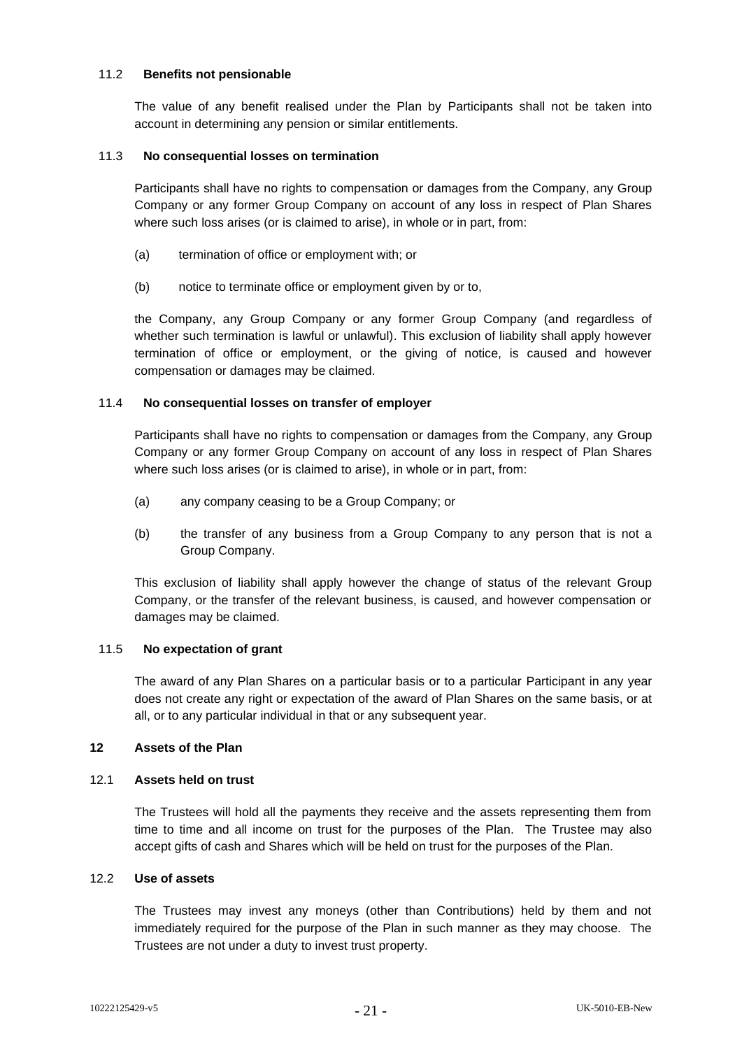### 11.2 Benefits not pensionable

The value of any benefit realised under the Plan by Participants shall not be taken into account in determining any pension or similar entitlements.

### 11.3 No consequential losses on termination

Participants shall have no rights to compensation or damages from the Company, any Group Company or any former Group Company on account of any loss in respect of Plan Shares where such loss arises (or is claimed to arise), in whole or in part, from:

(a) termination of office or employment with; or

(b) notice to terminate office or employment given by or to,

the Company, any Group Company or any former Group Company (and regardless of whether such termination is lawful or unlawful). This exclusion of liability shall apply however termination of office or employment, or the giving of notice, is caused and however compensation or damages may be claimed.

### 11.4 No consequential losses on transfer of employer

Participants shall have no rights to compensation or damages from the Company, any Group Company or any former Group Company on account of any loss in respect of Plan Shares where such loss arises (or is claimed to arise), in whole or in part, from:

(a) any company ceasing to be a Group Company; or

(b) the transfer of any business from a Group Company to any person that is not a Group Company.

This exclusion of liability shall apply however the change of status of the relevant Group Company, or the transfer of the relevant business, is caused, and however compensation or damages may be claimed.

### 11.5 No expectation of grant

The award of any Plan Shares on a particular basis or to a particular Participant in any year does not create any right or expectation of the award of Plan Shares on the same basis, or at all, or to any particular individual in that or any subsequent year.

## 12 Assets of the Plan

### 12.1 Assets held on trust

The Trustees will hold all the payments they receive and the assets representing them from time to time and all income on trust for the purposes of the Plan. The Trustee may also accept gifts of cash and Shares which will be held on trust for the purposes of the Plan.

### 12.2 Use of assets

The Trustees may invest any moneys (other than Contributions) held by them and not immediately required for the purpose of the Plan in such manner as they may choose. The Trustees are not under a duty to invest trust property.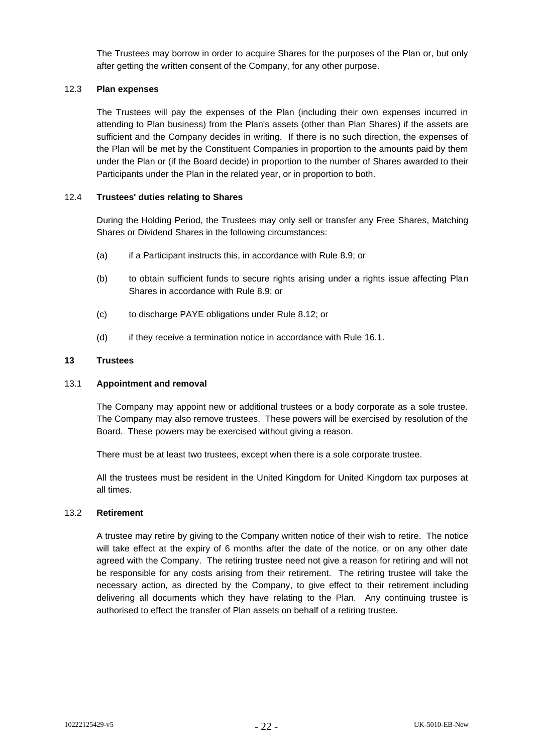The Trustees may borrow in order to acquire Shares for the purposes of the Plan or, but only after getting the written consent of the Company, for any other purpose.

### 12.3 Plan expenses

The Trustees will pay the expenses of the Plan (including their own expenses incurred in attending to Plan business) from the Plan's assets (other than Plan Shares) if the assets are sufficient and the Company decides in writing. If there is no such direction, the expenses of the Plan will be met by the Constituent Companies in proportion to the amounts paid by them under the Plan or (if the Board decide) in proportion to the number of Shares awarded to their Participants under the Plan in the related year, or in proportion to both.

### 12.4 Trustees' duties relating to Shares

During the Holding Period, the Trustees may only sell or transfer any Free Shares, Matching Shares or Dividend Shares in the following circumstances:

(a) if a Participant instructs this, in accordance with Rule 8.9; or

(b) to obtain sufficient funds to secure rights arising under a rights issue affecting Plan Shares in accordance with Rule 8.9; or

(c) to discharge PAYE obligations under Rule 8.12; or

(d) if they receive a termination notice in accordance with Rule 16.1.

## 13 Trustees

### 13.1 Appointment and removal

The Company may appoint new or additional trustees or a body corporate as a sole trustee. The Company may also remove trustees. These powers will be exercised by resolution of the Board. These powers may be exercised without giving a reason.

There must be at least two trustees, except when there is a sole corporate trustee.

All the trustees must be resident in the United Kingdom for United Kingdom tax purposes at all times.

### 13.2 Retirement

A trustee may retire by giving to the Company written notice of their wish to retire. The notice will take effect at the expiry of 6 months after the date of the notice, or on any other date agreed with the Company. The retiring trustee need not give a reason for retiring and will not be responsible for any costs arising from their retirement. The retiring trustee will take the necessary action, as directed by the Company, to give effect to their retirement including delivering all documents which they have relating to the Plan. Any continuing trustee is authorised to effect the transfer of Plan assets on behalf of a retiring trustee.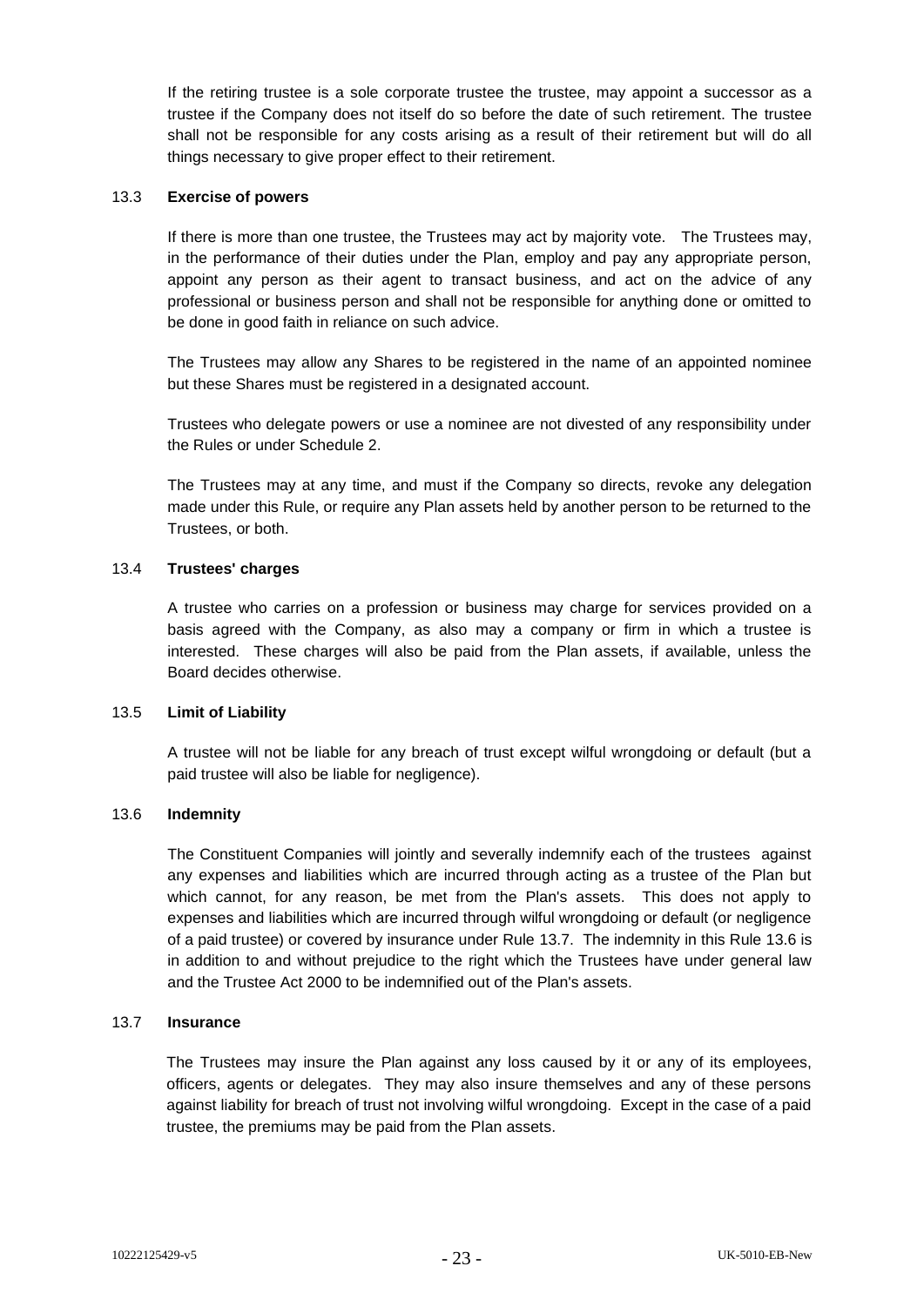If the retiring trustee is a sole corporate trustee the trustee, may appoint a successor as a trustee if the Company does not itself do so before the date of such retirement. The trustee shall not be responsible for any costs arising as a result of their retirement but will do all things necessary to give proper effect to their retirement.

### 13.3 **Exercise of powers**

If there is more than one trustee, the Trustees may act by majority vote. The Trustees may, in the performance of their duties under the Plan, employ and pay any appropriate person, appoint any person as their agent to transact business, and act on the advice of any professional or business person and shall not be responsible for anything done or omitted to be done in good faith in reliance on such advice.

The Trustees may allow any Shares to be registered in the name of an appointed nominee but these Shares must be registered in a designated account.

Trustees who delegate powers or use a nominee are not divested of any responsibility under the Rules or under Schedule 2.

The Trustees may at any time, and must if the Company so directs, revoke any delegation made under this Rule, or require any Plan assets held by another person to be returned to the Trustees, or both.

### 13.4 **Trustees' charges**

A trustee who carries on a profession or business may charge for services provided on a basis agreed with the Company, as also may a company or firm in which a trustee is interested. These charges will also be paid from the Plan assets, if available, unless the Board decides otherwise.

### 13.5 **Limit of Liability**

A trustee will not be liable for any breach of trust except wilful wrongdoing or default (but a paid trustee will also be liable for negligence).

### 13.6 **Indemnity**

The Constituent Companies will jointly and severally indemnify each of the trustees against any expenses and liabilities which are incurred through acting as a trustee of the Plan but which cannot, for any reason, be met from the Plan's assets. This does not apply to expenses and liabilities which are incurred through wilful wrongdoing or default (or negligence of a paid trustee) or covered by insurance under Rule 13.7. The indemnity in this Rule 13.6 is in addition to and without prejudice to the right which the Trustees have under general law and the Trustee Act 2000 to be indemnified out of the Plan's assets.

### 13.7 **Insurance**

The Trustees may insure the Plan against any loss caused by it or any of its employees, officers, agents or delegates. They may also insure themselves and any of these persons against liability for breach of trust not involving wilful wrongdoing. Except in the case of a paid trustee, the premiums may be paid from the Plan assets.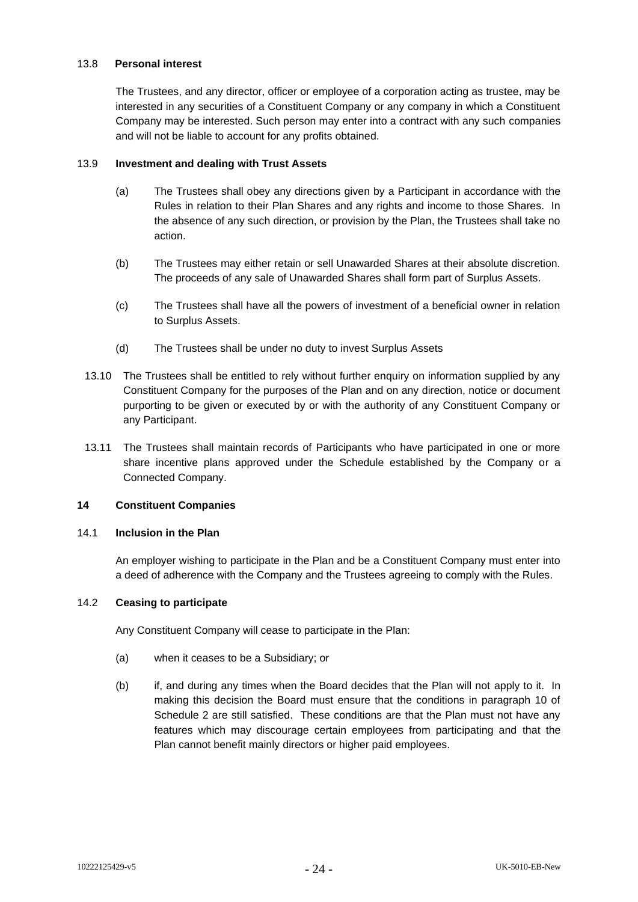### 13.8 Personal interest

The Trustees, and any director, officer or employee of a corporation acting as trustee, may be interested in any securities of a Constituent Company or any company in which a Constituent Company may be interested. Such person may enter into a contract with any such companies and will not be liable to account for any profits obtained.

### 13.9 Investment and dealing with Trust Assets

(a) The Trustees shall obey any directions given by a Participant in accordance with the Rules in relation to their Plan Shares and any rights and income to those Shares. In the absence of any such direction, or provision by the Plan, the Trustees shall take no action.

(b) The Trustees may either retain or sell Unawarded Shares at their absolute discretion. The proceeds of any sale of Unawarded Shares shall form part of Surplus Assets.

(c) The Trustees shall have all the powers of investment of a beneficial owner in relation to Surplus Assets.

(d) The Trustees shall be under no duty to invest Surplus Assets

13.10 The Trustees shall be entitled to rely without further enquiry on information supplied by any Constituent Company for the purposes of the Plan and on any direction, notice or document purporting to be given or executed by or with the authority of any Constituent Company or any Participant.

13.11 The Trustees shall maintain records of Participants who have participated in one or more share incentive plans approved under the Schedule established by the Company or a Connected Company.

## 14 Constituent Companies

### 14.1 Inclusion in the Plan

An employer wishing to participate in the Plan and be a Constituent Company must enter into a deed of adherence with the Company and the Trustees agreeing to comply with the Rules.

### 14.2 Ceasing to participate

Any Constituent Company will cease to participate in the Plan:

(a) when it ceases to be a Subsidiary; or

(b) if, and during any times when the Board decides that the Plan will not apply to it. In making this decision the Board must ensure that the conditions in paragraph 10 of Schedule 2 are still satisfied. These conditions are that the Plan must not have any features which may discourage certain employees from participating and that the Plan cannot benefit mainly directors or higher paid employees.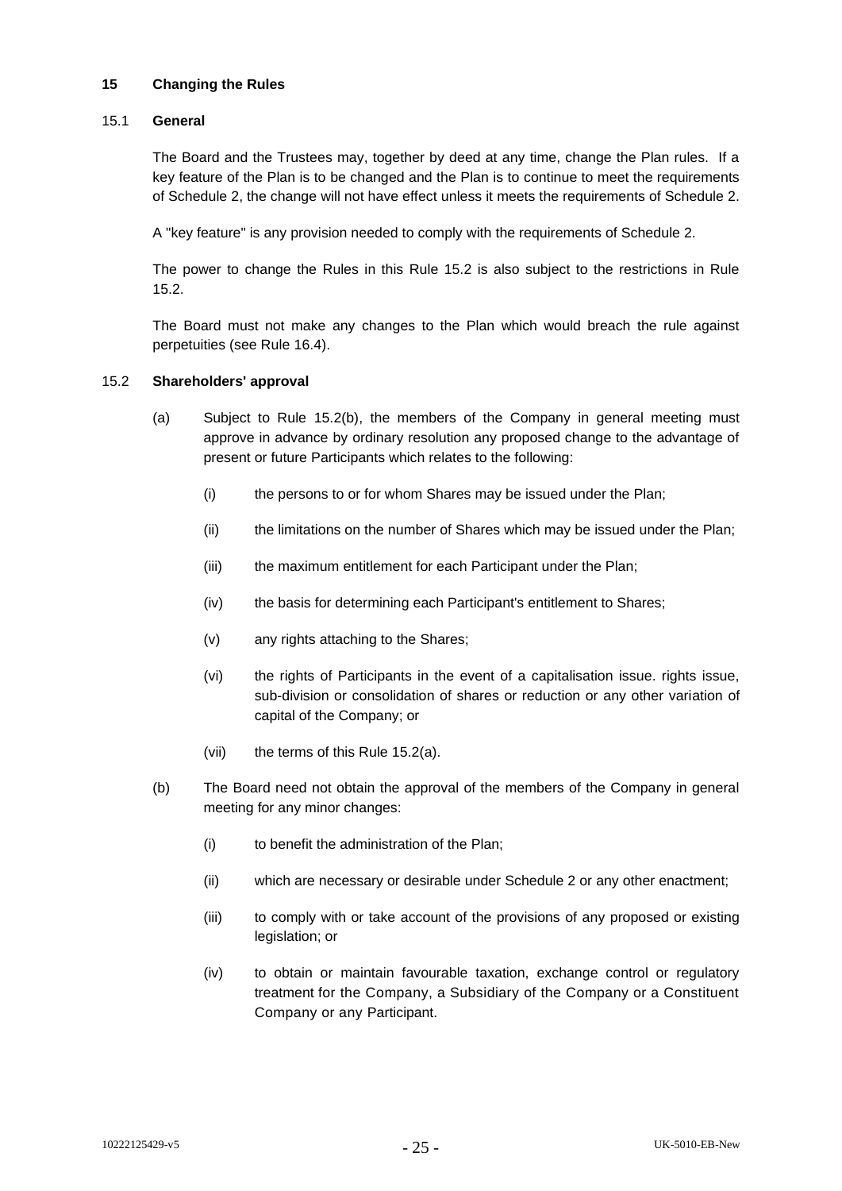## 15 Changing the Rules

### 15.1 General

The Board and the Trustees may, together by deed at any time, change the Plan rules. If a key feature of the Plan is to be changed and the Plan is to continue to meet the requirements of Schedule 2, the change will not have effect unless it meets the requirements of Schedule 2.

A "key feature" is any provision needed to comply with the requirements of Schedule 2.

The power to change the Rules in this Rule 15.2 is also subject to the restrictions in Rule 15.2.

The Board must not make any changes to the Plan which would breach the rule against perpetuities (see Rule 16.4).

### 15.2 Shareholders' approval

(a) Subject to Rule 15.2(b), the members of the Company in general meeting must approve in advance by ordinary resolution any proposed change to the advantage of present or future Participants which relates to the following:

  (i) the persons to or for whom Shares may be issued under the Plan;

  (ii) the limitations on the number of Shares which may be issued under the Plan;

  (iii) the maximum entitlement for each Participant under the Plan;

  (iv) the basis for determining each Participant's entitlement to Shares;

  (v) any rights attaching to the Shares;

  (vi) the rights of Participants in the event of a capitalisation issue. rights issue, sub-division or consolidation of shares or reduction or any other variation of capital of the Company; or

  (vii) the terms of this Rule 15.2(a).

(b) The Board need not obtain the approval of the members of the Company in general meeting for any minor changes:

  (i) to benefit the administration of the Plan;

  (ii) which are necessary or desirable under Schedule 2 or any other enactment;

  (iii) to comply with or take account of the provisions of any proposed or existing legislation; or

  (iv) to obtain or maintain favourable taxation, exchange control or regulatory treatment for the Company, a Subsidiary of the Company or a Constituent Company or any Participant.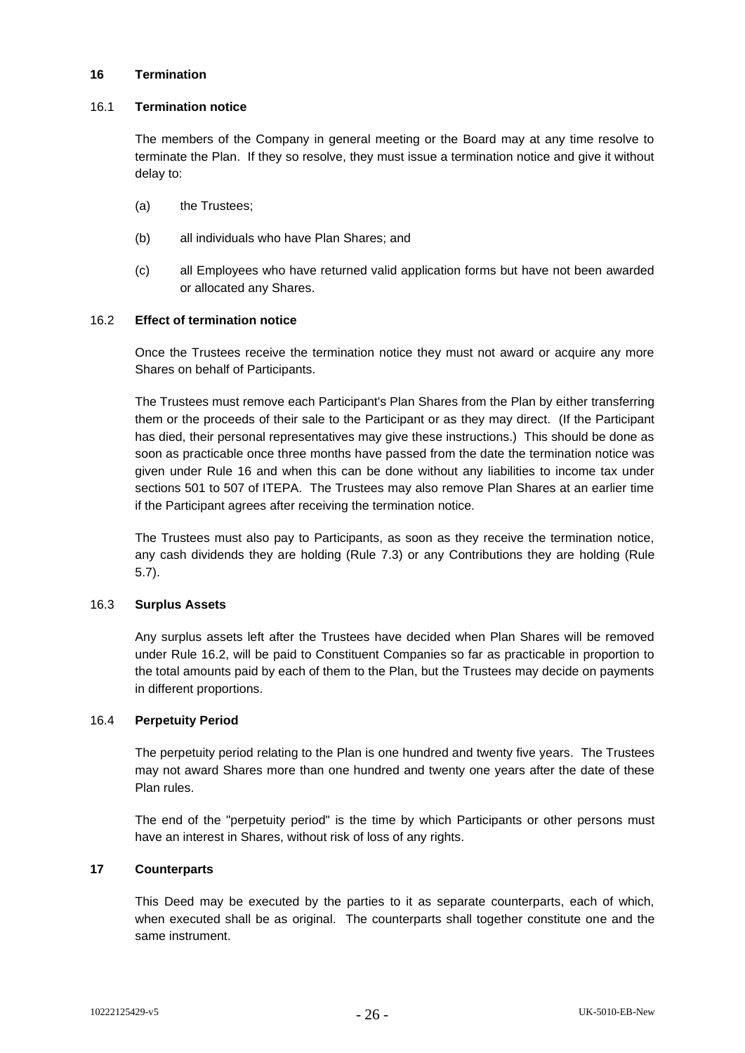## 16 Termination

### 16.1 Termination notice

The members of the Company in general meeting or the Board may at any time resolve to terminate the Plan. If they so resolve, they must issue a termination notice and give it without delay to:

(a) the Trustees;

(b) all individuals who have Plan Shares; and

(c) all Employees who have returned valid application forms but have not been awarded or allocated any Shares.

### 16.2 Effect of termination notice

Once the Trustees receive the termination notice they must not award or acquire any more Shares on behalf of Participants.

The Trustees must remove each Participant's Plan Shares from the Plan by either transferring them or the proceeds of their sale to the Participant or as they may direct. (If the Participant has died, their personal representatives may give these instructions.) This should be done as soon as practicable once three months have passed from the date the termination notice was given under Rule 16 and when this can be done without any liabilities to income tax under sections 501 to 507 of ITEPA. The Trustees may also remove Plan Shares at an earlier time if the Participant agrees after receiving the termination notice.

The Trustees must also pay to Participants, as soon as they receive the termination notice, any cash dividends they are holding (Rule 7.3) or any Contributions they are holding (Rule 5.7).

### 16.3 Surplus Assets

Any surplus assets left after the Trustees have decided when Plan Shares will be removed under Rule 16.2, will be paid to Constituent Companies so far as practicable in proportion to the total amounts paid by each of them to the Plan, but the Trustees may decide on payments in different proportions.

### 16.4 Perpetuity Period

The perpetuity period relating to the Plan is one hundred and twenty five years. The Trustees may not award Shares more than one hundred and twenty one years after the date of these Plan rules.

The end of the "perpetuity period" is the time by which Participants or other persons must have an interest in Shares, without risk of loss of any rights.

## 17 Counterparts

This Deed may be executed by the parties to it as separate counterparts, each of which, when executed shall be as original. The counterparts shall together constitute one and the same instrument.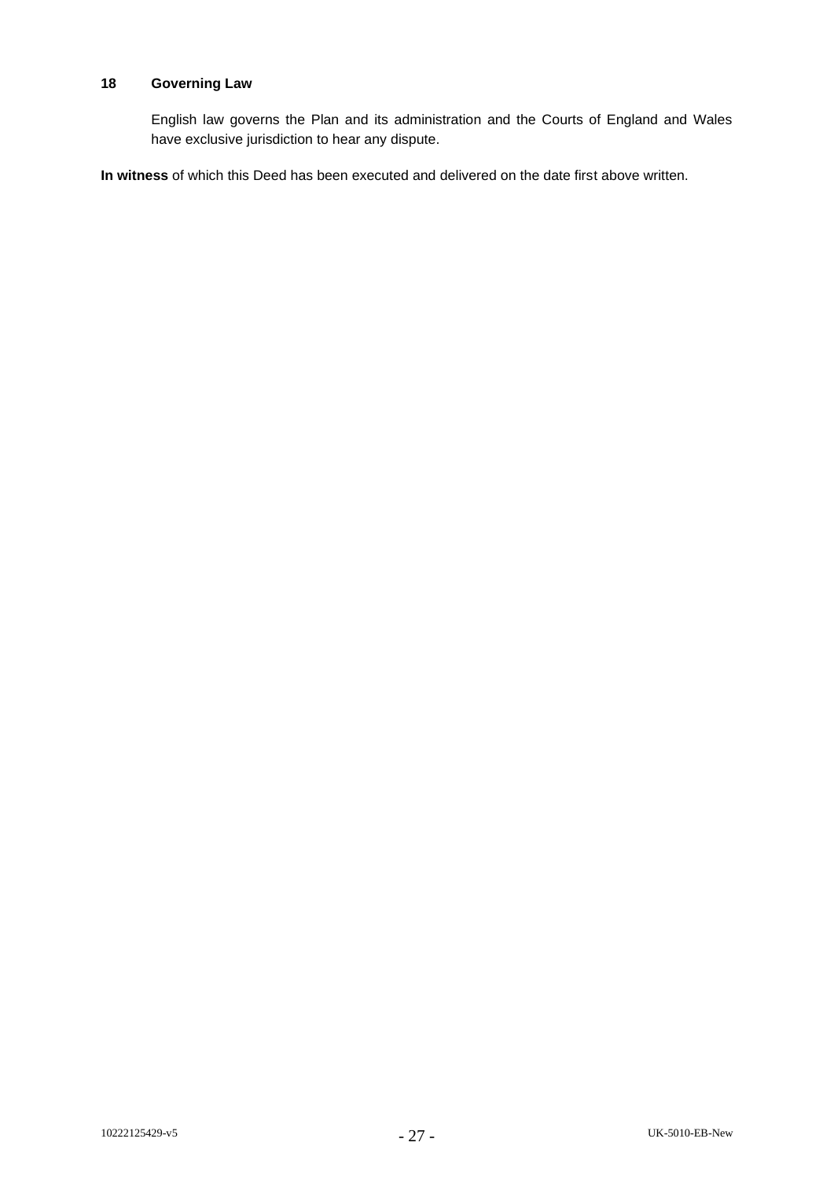## 18 Governing Law

English law governs the Plan and its administration and the Courts of England and Wales have exclusive jurisdiction to hear any dispute.

**In witness** of which this Deed has been executed and delivered on the date first above written.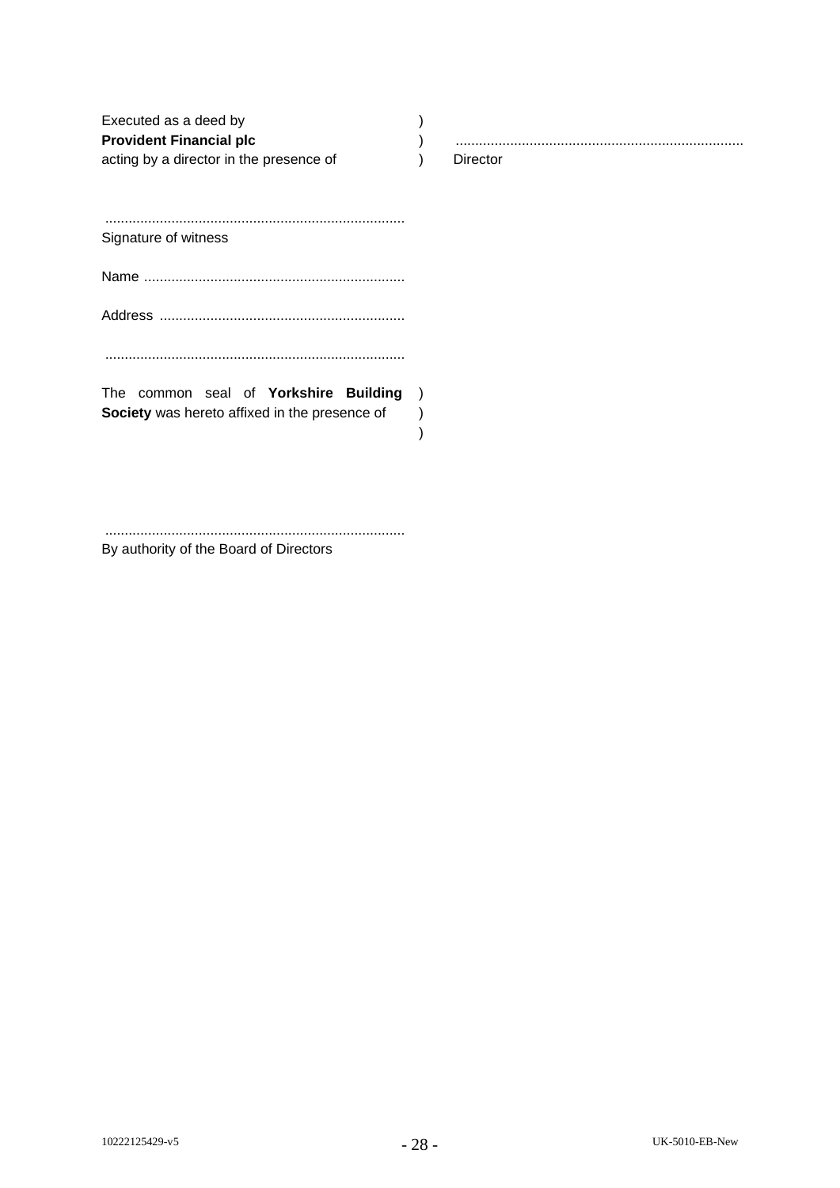Executed as a deed by )
**Provident Financial plc** ) ..........................................................................
acting by a director in the presence of ) Director

............................................................................
Signature of witness

Name ...................................................................

Address ...............................................................

............................................................................

The common seal of **Yorkshire Building** )
**Society** was hereto affixed in the presence of )
)

............................................................................
By authority of the Board of Directors